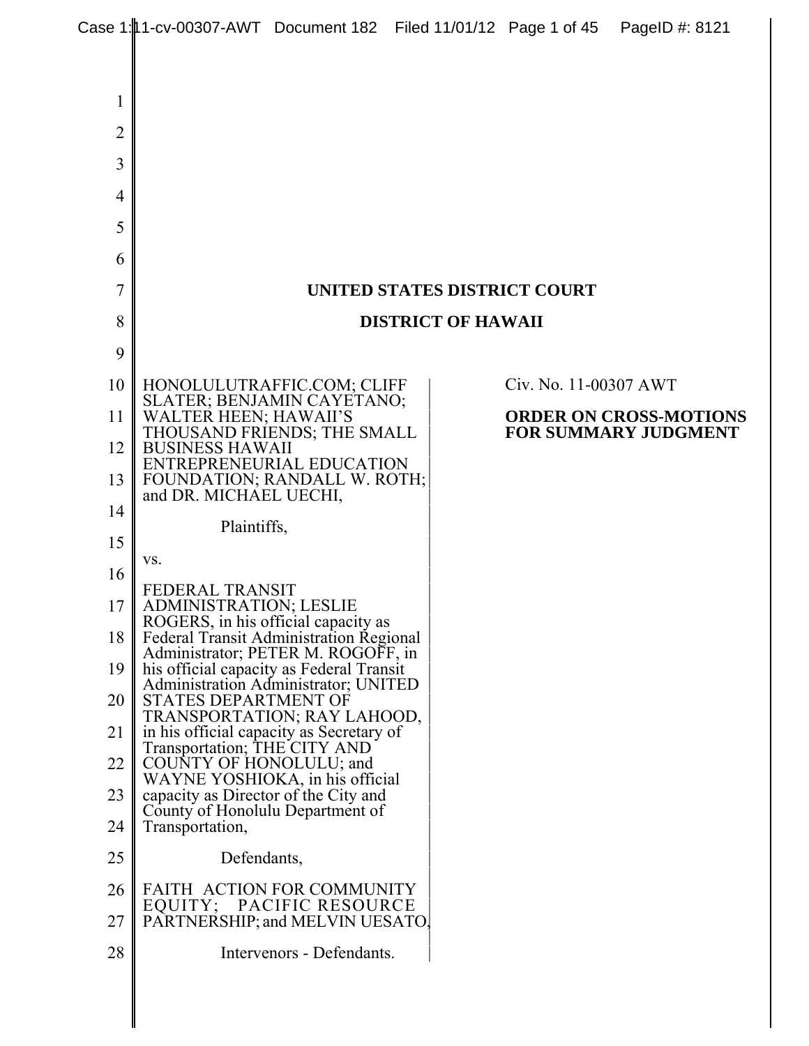# UNITED STATES DISTRICT COURT

# DISTRICT OF HAWAII

| | |
|---|---|
| HONOLULUTRAFFIC.COM; CLIFF SLATER; BENJAMIN CAYETANO; WALTER HEEN; HAWAII'S THOUSAND FRIENDS; THE SMALL BUSINESS HAWAII ENTREPRENEURIAL EDUCATION FOUNDATION; RANDALL W. ROTH; and DR. MICHAEL UECHI,<br><br>Plaintiffs,<br><br>vs.<br><br>FEDERAL TRANSIT ADMINISTRATION; LESLIE ROGERS, in his official capacity as Federal Transit Administration Regional Administrator; PETER M. ROGOFF, in his official capacity as Federal Transit Administration Administrator; UNITED STATES DEPARTMENT OF TRANSPORTATION; RAY LAHOOD, in his official capacity as Secretary of Transportation; THE CITY AND COUNTY OF HONOLULU; and WAYNE YOSHIOKA, in his official capacity as Director of the City and County of Honolulu Department of Transportation,<br><br>Defendants,<br><br>FAITH ACTION FOR COMMUNITY EQUITY; PACIFIC RESOURCE PARTNERSHIP; and MELVIN UESATO,<br><br>Intervenors - Defendants. | Civ. No. 11-00307 AWT<br><br>**ORDER ON CROSS-MOTIONS FOR SUMMARY JUDGMENT** |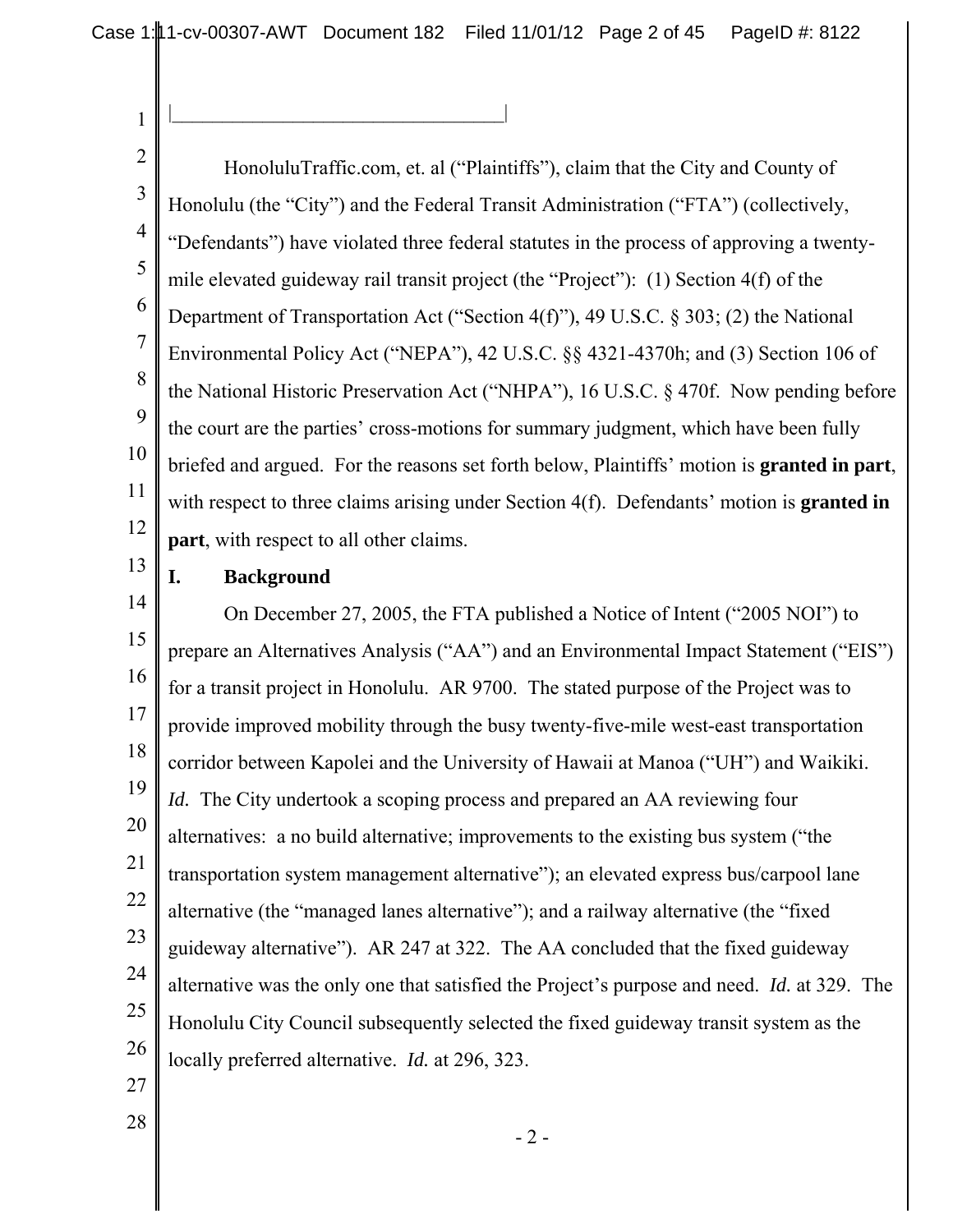HonoluluTraffic.com, et. al ("Plaintiffs"), claim that the City and County of Honolulu (the "City") and the Federal Transit Administration ("FTA") (collectively, "Defendants") have violated three federal statutes in the process of approving a twenty-mile elevated guideway rail transit project (the "Project"): (1) Section 4(f) of the Department of Transportation Act ("Section 4(f)"), 49 U.S.C. § 303; (2) the National Environmental Policy Act ("NEPA"), 42 U.S.C. §§ 4321-4370h; and (3) Section 106 of the National Historic Preservation Act ("NHPA"), 16 U.S.C. § 470f. Now pending before the court are the parties' cross-motions for summary judgment, which have been fully briefed and argued. For the reasons set forth below, Plaintiffs' motion is **granted in part**, with respect to three claims arising under Section 4(f). Defendants' motion is **granted in part**, with respect to all other claims.

## I. Background

On December 27, 2005, the FTA published a Notice of Intent ("2005 NOI") to prepare an Alternatives Analysis ("AA") and an Environmental Impact Statement ("EIS") for a transit project in Honolulu. AR 9700. The stated purpose of the Project was to provide improved mobility through the busy twenty-five-mile west-east transportation corridor between Kapolei and the University of Hawaii at Manoa ("UH") and Waikiki. *Id.* The City undertook a scoping process and prepared an AA reviewing four alternatives: a no build alternative; improvements to the existing bus system ("the transportation system management alternative"); an elevated express bus/carpool lane alternative (the "managed lanes alternative"); and a railway alternative (the "fixed guideway alternative"). AR 247 at 322. The AA concluded that the fixed guideway alternative was the only one that satisfied the Project's purpose and need. *Id.* at 329. The Honolulu City Council subsequently selected the fixed guideway transit system as the locally preferred alternative. *Id.* at 296, 323.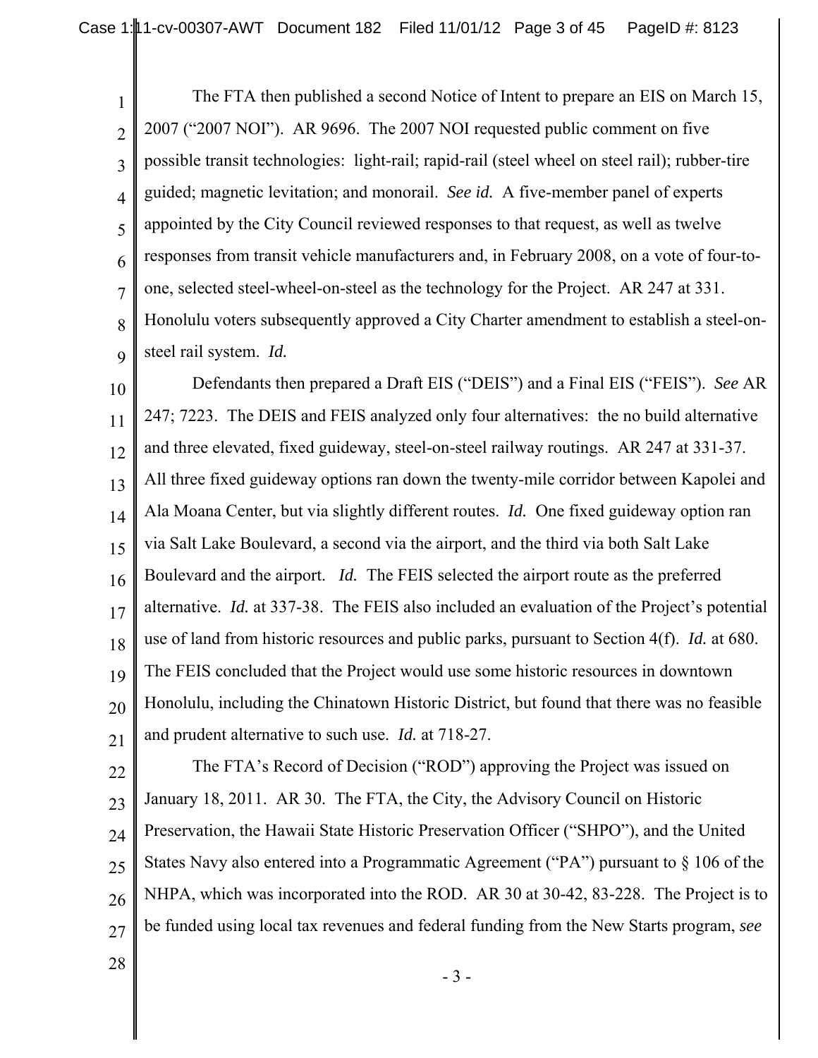The FTA then published a second Notice of Intent to prepare an EIS on March 15, 2007 ("2007 NOI"). AR 9696. The 2007 NOI requested public comment on five possible transit technologies: light-rail; rapid-rail (steel wheel on steel rail); rubber-tire guided; magnetic levitation; and monorail. *See id.* A five-member panel of experts appointed by the City Council reviewed responses to that request, as well as twelve responses from transit vehicle manufacturers and, in February 2008, on a vote of four-to-one, selected steel-wheel-on-steel as the technology for the Project. AR 247 at 331. Honolulu voters subsequently approved a City Charter amendment to establish a steel-on-steel rail system. *Id.*

Defendants then prepared a Draft EIS ("DEIS") and a Final EIS ("FEIS"). *See* AR 247; 7223. The DEIS and FEIS analyzed only four alternatives: the no build alternative and three elevated, fixed guideway, steel-on-steel railway routings. AR 247 at 331-37. All three fixed guideway options ran down the twenty-mile corridor between Kapolei and Ala Moana Center, but via slightly different routes. *Id.* One fixed guideway option ran via Salt Lake Boulevard, a second via the airport, and the third via both Salt Lake Boulevard and the airport. *Id.* The FEIS selected the airport route as the preferred alternative. *Id.* at 337-38. The FEIS also included an evaluation of the Project's potential use of land from historic resources and public parks, pursuant to Section 4(f). *Id.* at 680. The FEIS concluded that the Project would use some historic resources in downtown Honolulu, including the Chinatown Historic District, but found that there was no feasible and prudent alternative to such use. *Id.* at 718-27.

The FTA's Record of Decision ("ROD") approving the Project was issued on January 18, 2011. AR 30. The FTA, the City, the Advisory Council on Historic Preservation, the Hawaii State Historic Preservation Officer ("SHPO"), and the United States Navy also entered into a Programmatic Agreement ("PA") pursuant to § 106 of the NHPA, which was incorporated into the ROD. AR 30 at 30-42, 83-228. The Project is to be funded using local tax revenues and federal funding from the New Starts program, *see*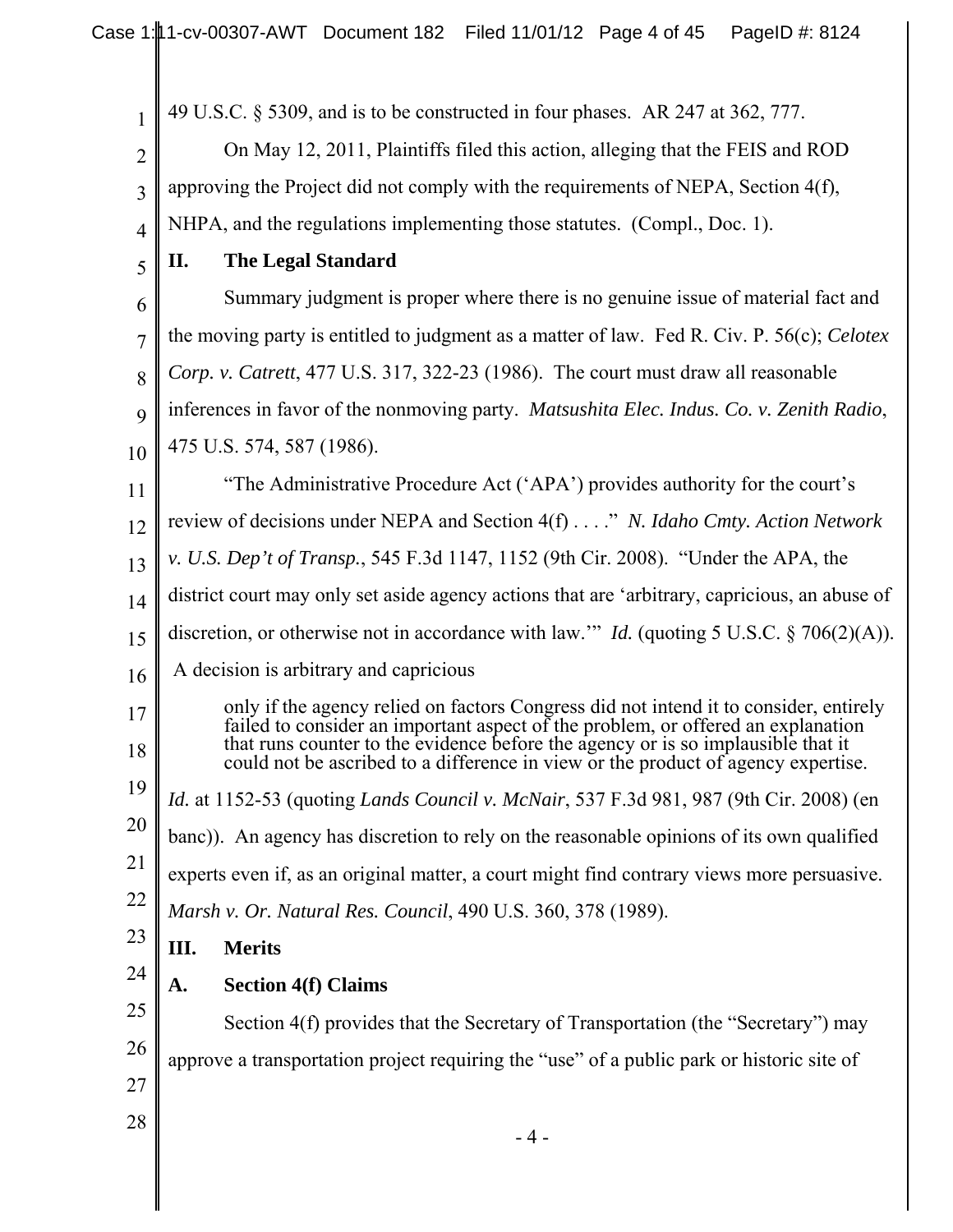49 U.S.C. § 5309, and is to be constructed in four phases. AR 247 at 362, 777.

On May 12, 2011, Plaintiffs filed this action, alleging that the FEIS and ROD approving the Project did not comply with the requirements of NEPA, Section 4(f), NHPA, and the regulations implementing those statutes. (Compl., Doc. 1).

## II. The Legal Standard

Summary judgment is proper where there is no genuine issue of material fact and the moving party is entitled to judgment as a matter of law. Fed R. Civ. P. 56(c); *Celotex Corp. v. Catrett*, 477 U.S. 317, 322-23 (1986). The court must draw all reasonable inferences in favor of the nonmoving party. *Matsushita Elec. Indus. Co. v. Zenith Radio*, 475 U.S. 574, 587 (1986).

"The Administrative Procedure Act ('APA') provides authority for the court's review of decisions under NEPA and Section 4(f) . . . ." *N. Idaho Cmty. Action Network v. U.S. Dep't of Transp.*, 545 F.3d 1147, 1152 (9th Cir. 2008). "Under the APA, the district court may only set aside agency actions that are 'arbitrary, capricious, an abuse of discretion, or otherwise not in accordance with law.'" *Id.* (quoting 5 U.S.C. § 706(2)(A)). A decision is arbitrary and capricious

> only if the agency relied on factors Congress did not intend it to consider, entirely failed to consider an important aspect of the problem, or offered an explanation that runs counter to the evidence before the agency or is so implausible that it could not be ascribed to a difference in view or the product of agency expertise.

*Id.* at 1152-53 (quoting *Lands Council v. McNair*, 537 F.3d 981, 987 (9th Cir. 2008) (en banc)). An agency has discretion to rely on the reasonable opinions of its own qualified experts even if, as an original matter, a court might find contrary views more persuasive. *Marsh v. Or. Natural Res. Council*, 490 U.S. 360, 378 (1989).

## III. Merits

### A. Section 4(f) Claims

Section 4(f) provides that the Secretary of Transportation (the "Secretary") may approve a transportation project requiring the "use" of a public park or historic site of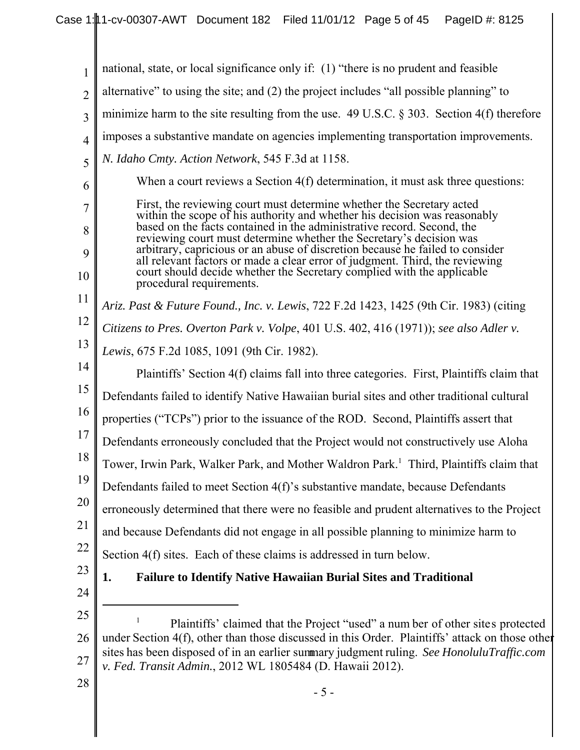national, state, or local significance only if: (1) "there is no prudent and feasible alternative" to using the site; and (2) the project includes "all possible planning" to minimize harm to the site resulting from the use. 49 U.S.C. § 303. Section 4(f) therefore imposes a substantive mandate on agencies implementing transportation improvements. *N. Idaho Cmty. Action Network*, 545 F.3d at 1158.

When a court reviews a Section 4(f) determination, it must ask three questions:

> First, the reviewing court must determine whether the Secretary acted within the scope of his authority and whether his decision was reasonably based on the facts contained in the administrative record. Second, the reviewing court must determine whether the Secretary's decision was arbitrary, capricious or an abuse of discretion because he failed to consider all relevant factors or made a clear error of judgment. Third, the reviewing court should decide whether the Secretary complied with the applicable procedural requirements.

*Ariz. Past & Future Found., Inc. v. Lewis*, 722 F.2d 1423, 1425 (9th Cir. 1983) (citing *Citizens to Pres. Overton Park v. Volpe*, 401 U.S. 402, 416 (1971)); *see also Adler v. Lewis*, 675 F.2d 1085, 1091 (9th Cir. 1982).

Plaintiffs' Section 4(f) claims fall into three categories. First, Plaintiffs claim that Defendants failed to identify Native Hawaiian burial sites and other traditional cultural properties ("TCPs") prior to the issuance of the ROD. Second, Plaintiffs assert that Defendants erroneously concluded that the Project would not constructively use Aloha Tower, Irwin Park, Walker Park, and Mother Waldron Park.[1] Third, Plaintiffs claim that Defendants failed to meet Section 4(f)'s substantive mandate, because Defendants erroneously determined that there were no feasible and prudent alternatives to the Project and because Defendants did not engage in all possible planning to minimize harm to Section 4(f) sites. Each of these claims is addressed in turn below.

### 1. Failure to Identify Native Hawaiian Burial Sites and Traditional

---

[1] Plaintiffs' claimed that the Project "used" a number of other sites protected under Section 4(f), other than those discussed in this Order. Plaintiffs' attack on those other sites has been disposed of in an earlier summary judgment ruling. *See HonoluluTraffic.com v. Fed. Transit Admin.*, 2012 WL 1805484 (D. Hawaii 2012).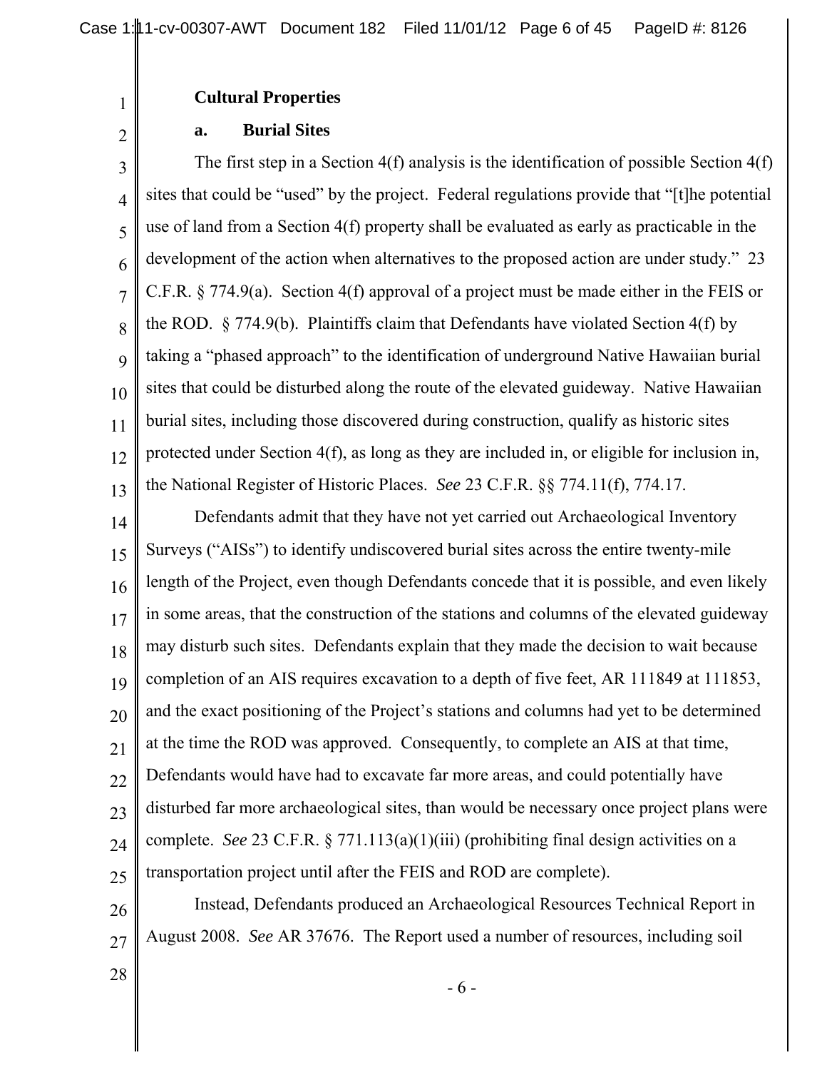**Cultural Properties**

**a. Burial Sites**

The first step in a Section 4(f) analysis is the identification of possible Section 4(f) sites that could be "used" by the project. Federal regulations provide that "[t]he potential use of land from a Section 4(f) property shall be evaluated as early as practicable in the development of the action when alternatives to the proposed action are under study." 23 C.F.R. § 774.9(a). Section 4(f) approval of a project must be made either in the FEIS or the ROD. § 774.9(b). Plaintiffs claim that Defendants have violated Section 4(f) by taking a "phased approach" to the identification of underground Native Hawaiian burial sites that could be disturbed along the route of the elevated guideway. Native Hawaiian burial sites, including those discovered during construction, qualify as historic sites protected under Section 4(f), as long as they are included in, or eligible for inclusion in, the National Register of Historic Places. *See* 23 C.F.R. §§ 774.11(f), 774.17.

Defendants admit that they have not yet carried out Archaeological Inventory Surveys ("AISs") to identify undiscovered burial sites across the entire twenty-mile length of the Project, even though Defendants concede that it is possible, and even likely in some areas, that the construction of the stations and columns of the elevated guideway may disturb such sites. Defendants explain that they made the decision to wait because completion of an AIS requires excavation to a depth of five feet, AR 111849 at 111853, and the exact positioning of the Project's stations and columns had yet to be determined at the time the ROD was approved. Consequently, to complete an AIS at that time, Defendants would have had to excavate far more areas, and could potentially have disturbed far more archaeological sites, than would be necessary once project plans were complete. *See* 23 C.F.R. § 771.113(a)(1)(iii) (prohibiting final design activities on a transportation project until after the FEIS and ROD are complete).

Instead, Defendants produced an Archaeological Resources Technical Report in August 2008. *See* AR 37676. The Report used a number of resources, including soil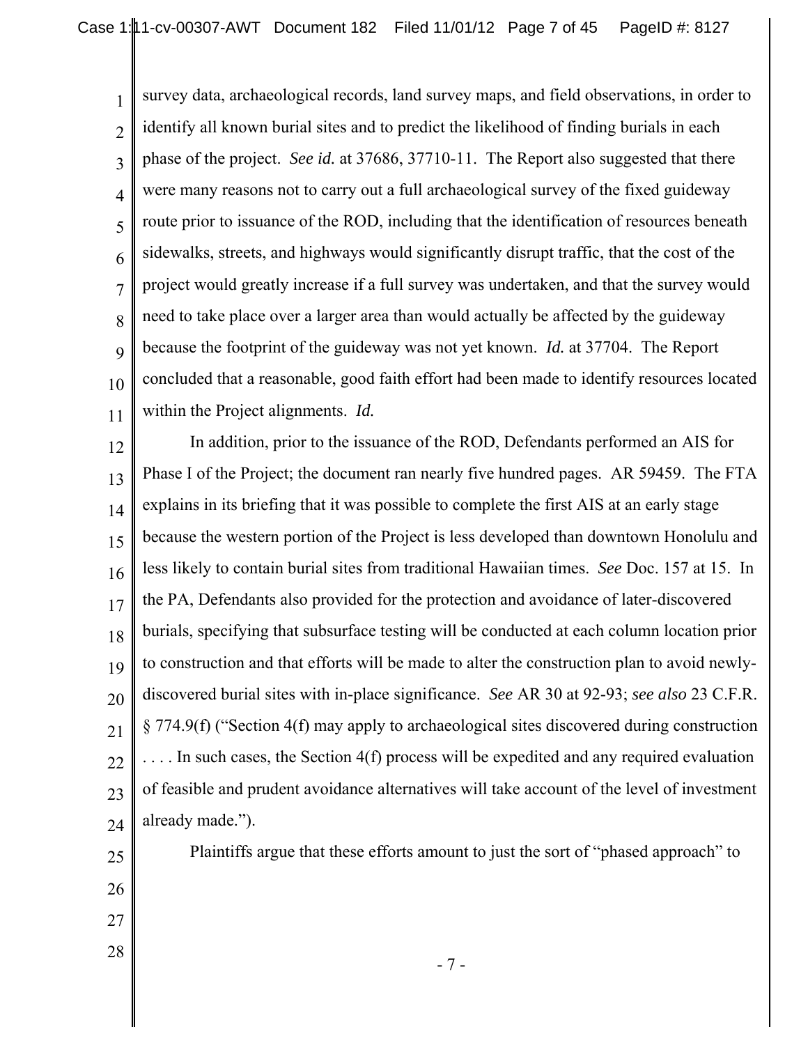survey data, archaeological records, land survey maps, and field observations, in order to identify all known burial sites and to predict the likelihood of finding burials in each phase of the project. *See id.* at 37686, 37710-11. The Report also suggested that there were many reasons not to carry out a full archaeological survey of the fixed guideway route prior to issuance of the ROD, including that the identification of resources beneath sidewalks, streets, and highways would significantly disrupt traffic, that the cost of the project would greatly increase if a full survey was undertaken, and that the survey would need to take place over a larger area than would actually be affected by the guideway because the footprint of the guideway was not yet known. *Id.* at 37704. The Report concluded that a reasonable, good faith effort had been made to identify resources located within the Project alignments. *Id.*

In addition, prior to the issuance of the ROD, Defendants performed an AIS for Phase I of the Project; the document ran nearly five hundred pages. AR 59459. The FTA explains in its briefing that it was possible to complete the first AIS at an early stage because the western portion of the Project is less developed than downtown Honolulu and less likely to contain burial sites from traditional Hawaiian times. *See* Doc. 157 at 15. In the PA, Defendants also provided for the protection and avoidance of later-discovered burials, specifying that subsurface testing will be conducted at each column location prior to construction and that efforts will be made to alter the construction plan to avoid newly-discovered burial sites with in-place significance. *See* AR 30 at 92-93; *see also* 23 C.F.R. § 774.9(f) ("Section 4(f) may apply to archaeological sites discovered during construction . . . . In such cases, the Section 4(f) process will be expedited and any required evaluation of feasible and prudent avoidance alternatives will take account of the level of investment already made.").

Plaintiffs argue that these efforts amount to just the sort of "phased approach" to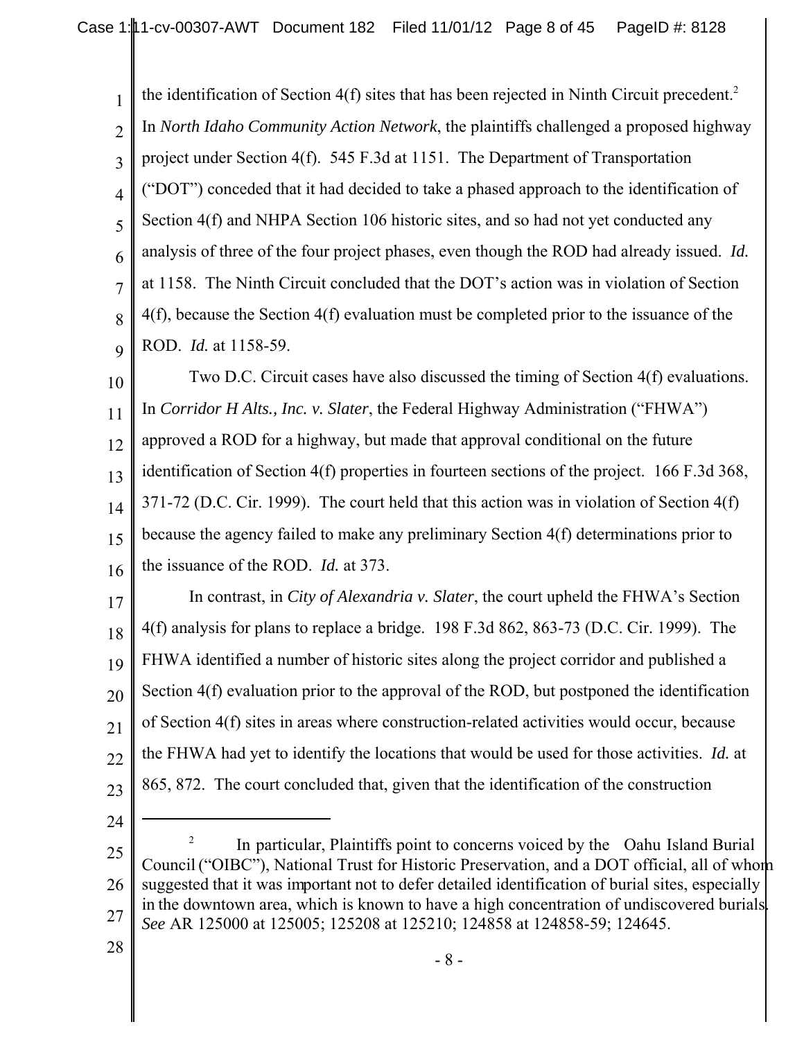the identification of Section 4(f) sites that has been rejected in Ninth Circuit precedent.[2] In *North Idaho Community Action Network*, the plaintiffs challenged a proposed highway project under Section 4(f). 545 F.3d at 1151. The Department of Transportation ("DOT") conceded that it had decided to take a phased approach to the identification of Section 4(f) and NHPA Section 106 historic sites, and so had not yet conducted any analysis of three of the four project phases, even though the ROD had already issued. *Id.* at 1158. The Ninth Circuit concluded that the DOT's action was in violation of Section 4(f), because the Section 4(f) evaluation must be completed prior to the issuance of the ROD. *Id.* at 1158-59.

Two D.C. Circuit cases have also discussed the timing of Section 4(f) evaluations. In *Corridor H Alts., Inc. v. Slater*, the Federal Highway Administration ("FHWA") approved a ROD for a highway, but made that approval conditional on the future identification of Section 4(f) properties in fourteen sections of the project. 166 F.3d 368, 371-72 (D.C. Cir. 1999). The court held that this action was in violation of Section 4(f) because the agency failed to make any preliminary Section 4(f) determinations prior to the issuance of the ROD. *Id.* at 373.

In contrast, in *City of Alexandria v. Slater*, the court upheld the FHWA's Section 4(f) analysis for plans to replace a bridge. 198 F.3d 862, 863-73 (D.C. Cir. 1999). The FHWA identified a number of historic sites along the project corridor and published a Section 4(f) evaluation prior to the approval of the ROD, but postponed the identification of Section 4(f) sites in areas where construction-related activities would occur, because the FHWA had yet to identify the locations that would be used for those activities. *Id.* at 865, 872. The court concluded that, given that the identification of the construction

---

[2] In particular, Plaintiffs point to concerns voiced by the Oahu Island Burial Council ("OIBC"), National Trust for Historic Preservation, and a DOT official, all of whom suggested that it was important not to defer detailed identification of burial sites, especially in the downtown area, which is known to have a high concentration of undiscovered burials. *See* AR 125000 at 125005; 125208 at 125210; 124858 at 124858-59; 124645.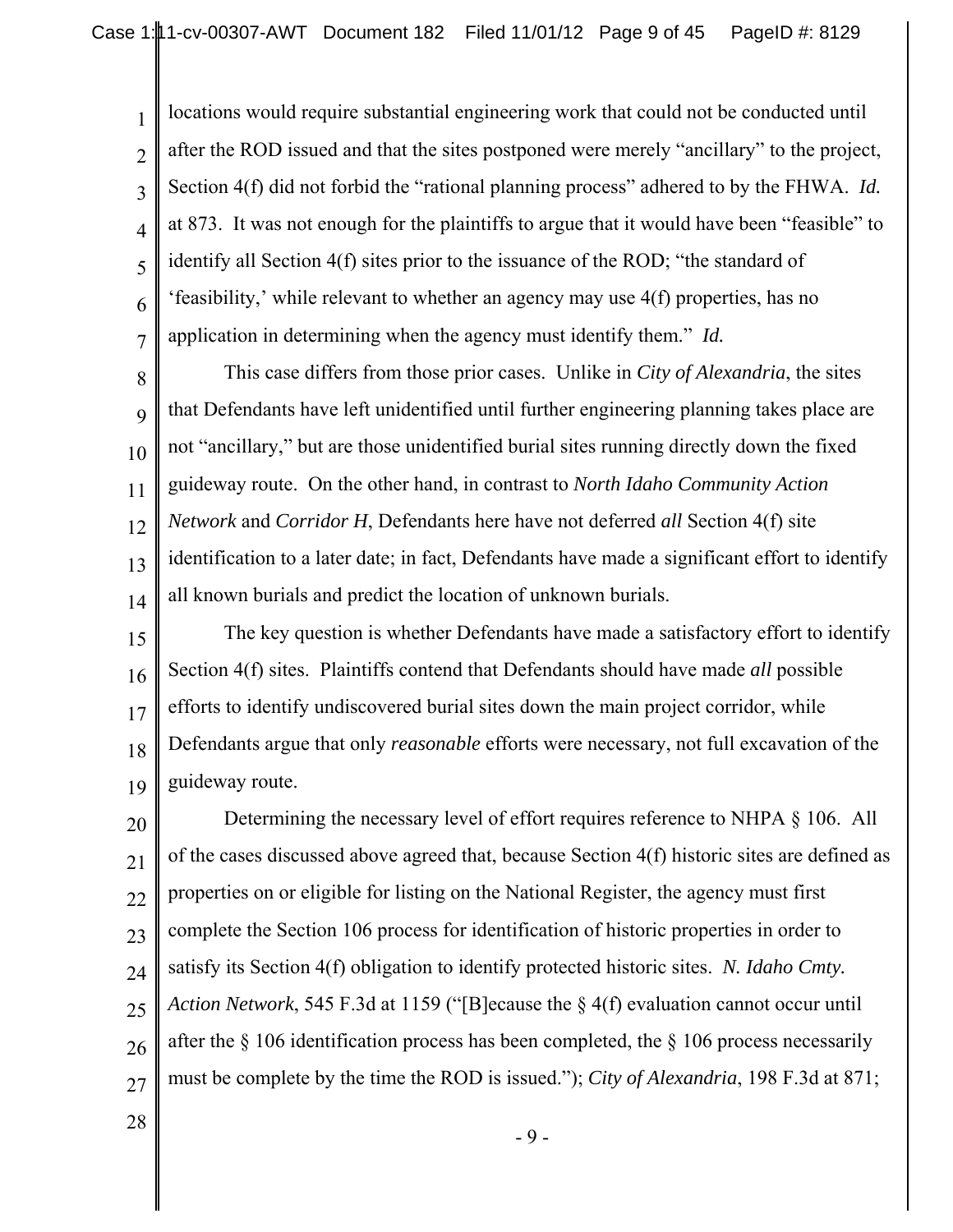locations would require substantial engineering work that could not be conducted until after the ROD issued and that the sites postponed were merely "ancillary" to the project, Section 4(f) did not forbid the "rational planning process" adhered to by the FHWA. *Id.* at 873. It was not enough for the plaintiffs to argue that it would have been "feasible" to identify all Section 4(f) sites prior to the issuance of the ROD; "the standard of 'feasibility,' while relevant to whether an agency may use 4(f) properties, has no application in determining when the agency must identify them." *Id.*

This case differs from those prior cases. Unlike in *City of Alexandria*, the sites that Defendants have left unidentified until further engineering planning takes place are not "ancillary," but are those unidentified burial sites running directly down the fixed guideway route. On the other hand, in contrast to *North Idaho Community Action Network* and *Corridor H*, Defendants here have not deferred *all* Section 4(f) site identification to a later date; in fact, Defendants have made a significant effort to identify all known burials and predict the location of unknown burials.

The key question is whether Defendants have made a satisfactory effort to identify Section 4(f) sites. Plaintiffs contend that Defendants should have made *all* possible efforts to identify undiscovered burial sites down the main project corridor, while Defendants argue that only *reasonable* efforts were necessary, not full excavation of the guideway route.

Determining the necessary level of effort requires reference to NHPA § 106. All of the cases discussed above agreed that, because Section 4(f) historic sites are defined as properties on or eligible for listing on the National Register, the agency must first complete the Section 106 process for identification of historic properties in order to satisfy its Section 4(f) obligation to identify protected historic sites. *N. Idaho Cmty. Action Network*, 545 F.3d at 1159 ("[B]ecause the § 4(f) evaluation cannot occur until after the § 106 identification process has been completed, the § 106 process necessarily must be complete by the time the ROD is issued."); *City of Alexandria*, 198 F.3d at 871;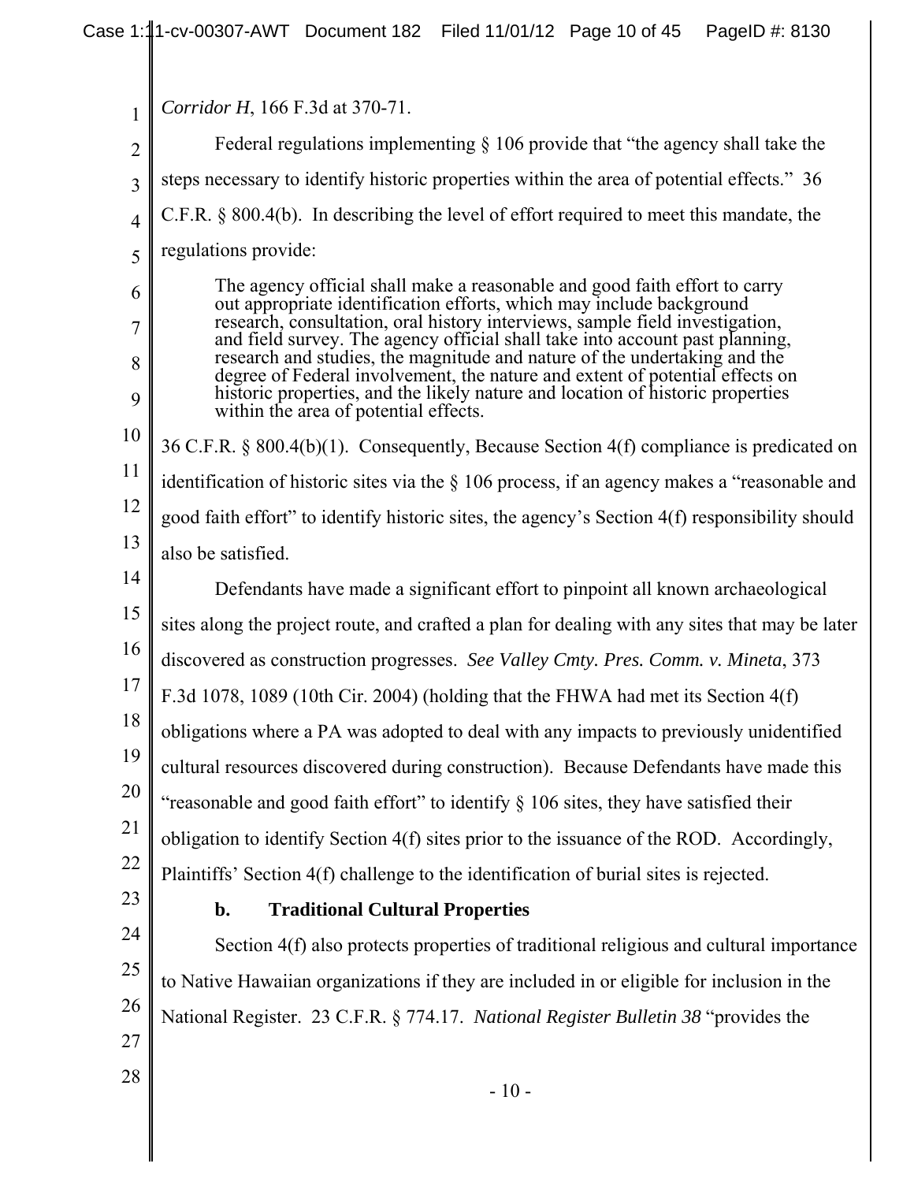*Corridor H*, 166 F.3d at 370-71.

Federal regulations implementing § 106 provide that "the agency shall take the steps necessary to identify historic properties within the area of potential effects." 36 C.F.R. § 800.4(b). In describing the level of effort required to meet this mandate, the regulations provide:

> The agency official shall make a reasonable and good faith effort to carry out appropriate identification efforts, which may include background research, consultation, oral history interviews, sample field investigation, and field survey. The agency official shall take into account past planning, research and studies, the magnitude and nature of the undertaking and the degree of Federal involvement, the nature and extent of potential effects on historic properties, and the likely nature and location of historic properties within the area of potential effects.

36 C.F.R. § 800.4(b)(1). Consequently, Because Section 4(f) compliance is predicated on identification of historic sites via the § 106 process, if an agency makes a "reasonable and good faith effort" to identify historic sites, the agency's Section 4(f) responsibility should also be satisfied.

Defendants have made a significant effort to pinpoint all known archaeological sites along the project route, and crafted a plan for dealing with any sites that may be later discovered as construction progresses. *See Valley Cmty. Pres. Comm. v. Mineta*, 373 F.3d 1078, 1089 (10th Cir. 2004) (holding that the FHWA had met its Section 4(f) obligations where a PA was adopted to deal with any impacts to previously unidentified cultural resources discovered during construction). Because Defendants have made this "reasonable and good faith effort" to identify § 106 sites, they have satisfied their obligation to identify Section 4(f) sites prior to the issuance of the ROD. Accordingly, Plaintiffs' Section 4(f) challenge to the identification of burial sites is rejected.

**b. Traditional Cultural Properties**

Section 4(f) also protects properties of traditional religious and cultural importance to Native Hawaiian organizations if they are included in or eligible for inclusion in the National Register. 23 C.F.R. § 774.17. *National Register Bulletin 38* "provides the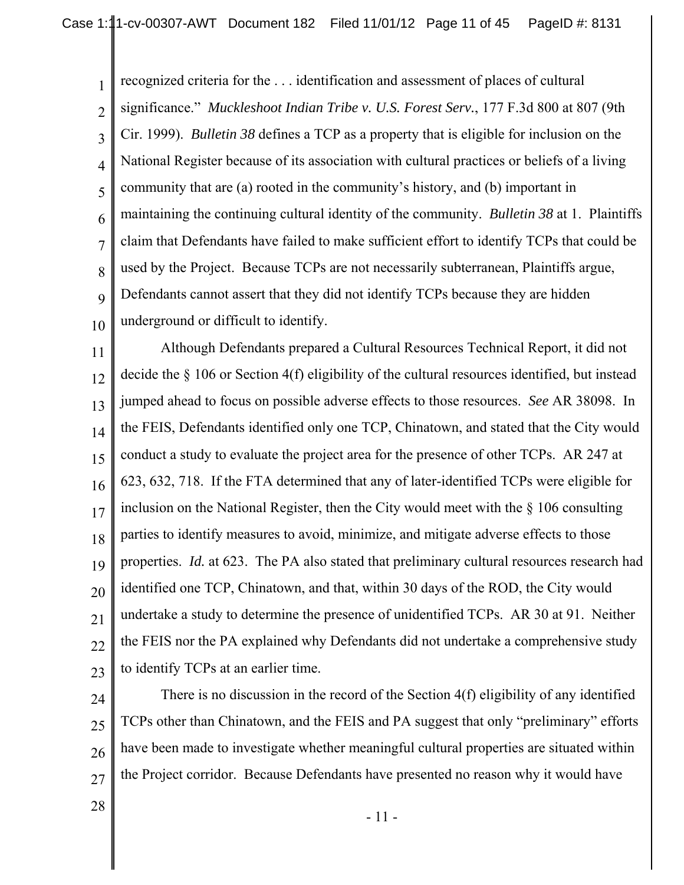recognized criteria for the . . . identification and assessment of places of cultural significance." *Muckleshoot Indian Tribe v. U.S. Forest Serv.*, 177 F.3d 800 at 807 (9th Cir. 1999). *Bulletin 38* defines a TCP as a property that is eligible for inclusion on the National Register because of its association with cultural practices or beliefs of a living community that are (a) rooted in the community's history, and (b) important in maintaining the continuing cultural identity of the community. *Bulletin 38* at 1. Plaintiffs claim that Defendants have failed to make sufficient effort to identify TCPs that could be used by the Project. Because TCPs are not necessarily subterranean, Plaintiffs argue, Defendants cannot assert that they did not identify TCPs because they are hidden underground or difficult to identify.

Although Defendants prepared a Cultural Resources Technical Report, it did not decide the § 106 or Section 4(f) eligibility of the cultural resources identified, but instead jumped ahead to focus on possible adverse effects to those resources. *See* AR 38098. In the FEIS, Defendants identified only one TCP, Chinatown, and stated that the City would conduct a study to evaluate the project area for the presence of other TCPs. AR 247 at 623, 632, 718. If the FTA determined that any of later-identified TCPs were eligible for inclusion on the National Register, then the City would meet with the § 106 consulting parties to identify measures to avoid, minimize, and mitigate adverse effects to those properties. *Id.* at 623. The PA also stated that preliminary cultural resources research had identified one TCP, Chinatown, and that, within 30 days of the ROD, the City would undertake a study to determine the presence of unidentified TCPs. AR 30 at 91. Neither the FEIS nor the PA explained why Defendants did not undertake a comprehensive study to identify TCPs at an earlier time.

There is no discussion in the record of the Section 4(f) eligibility of any identified TCPs other than Chinatown, and the FEIS and PA suggest that only "preliminary" efforts have been made to investigate whether meaningful cultural properties are situated within the Project corridor. Because Defendants have presented no reason why it would have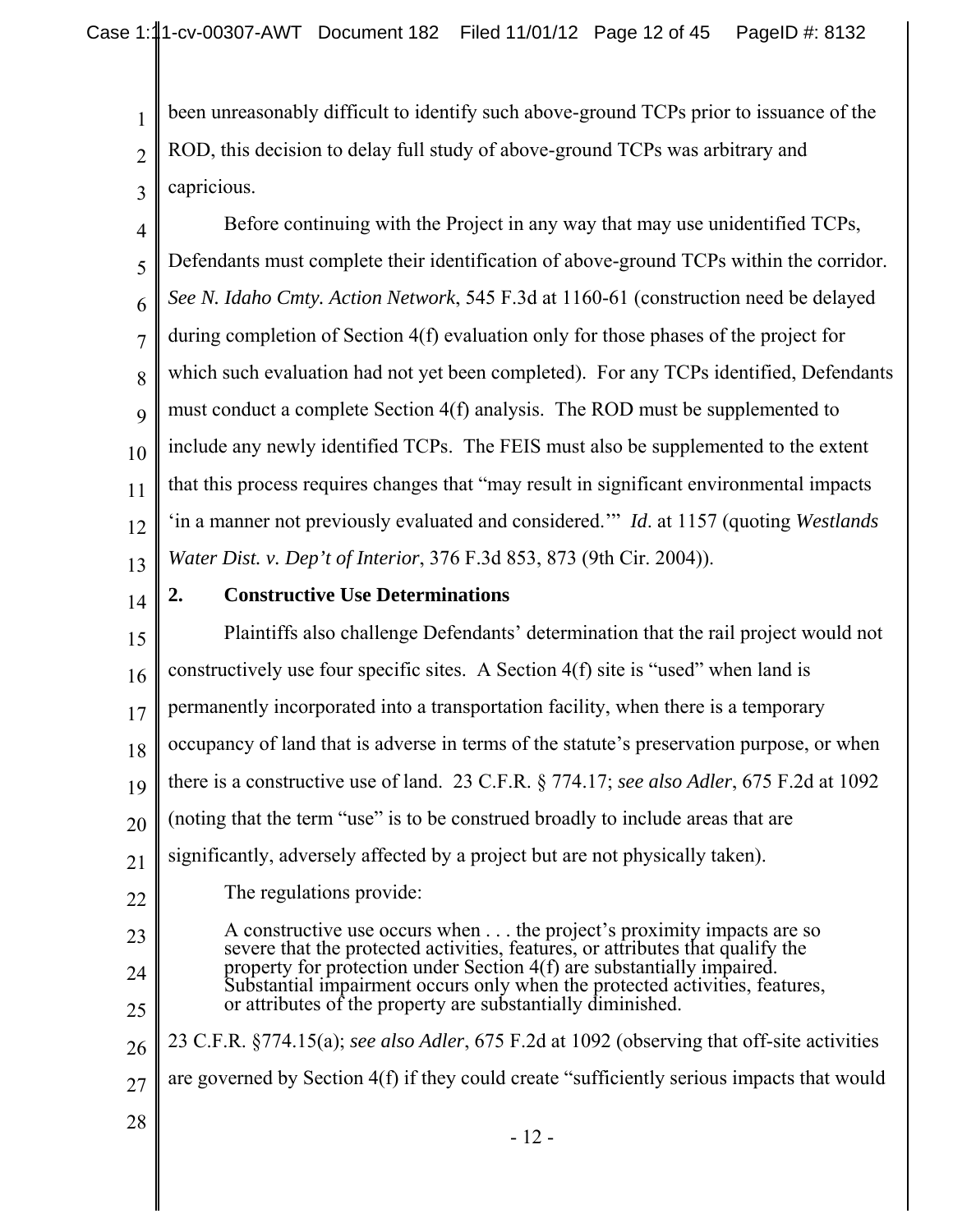been unreasonably difficult to identify such above-ground TCPs prior to issuance of the ROD, this decision to delay full study of above-ground TCPs was arbitrary and capricious.

Before continuing with the Project in any way that may use unidentified TCPs, Defendants must complete their identification of above-ground TCPs within the corridor. *See N. Idaho Cmty. Action Network*, 545 F.3d at 1160-61 (construction need be delayed during completion of Section 4(f) evaluation only for those phases of the project for which such evaluation had not yet been completed). For any TCPs identified, Defendants must conduct a complete Section 4(f) analysis. The ROD must be supplemented to include any newly identified TCPs. The FEIS must also be supplemented to the extent that this process requires changes that "may result in significant environmental impacts 'in a manner not previously evaluated and considered.'" *Id.* at 1157 (quoting *Westlands Water Dist. v. Dep't of Interior*, 376 F.3d 853, 873 (9th Cir. 2004)).

### 2. Constructive Use Determinations

Plaintiffs also challenge Defendants' determination that the rail project would not constructively use four specific sites. A Section 4(f) site is "used" when land is permanently incorporated into a transportation facility, when there is a temporary occupancy of land that is adverse in terms of the statute's preservation purpose, or when there is a constructive use of land. 23 C.F.R. § 774.17; *see also Adler*, 675 F.2d at 1092 (noting that the term "use" is to be construed broadly to include areas that are significantly, adversely affected by a project but are not physically taken).

The regulations provide:

> A constructive use occurs when . . . the project's proximity impacts are so severe that the protected activities, features, or attributes that qualify the property for protection under Section 4(f) are substantially impaired. Substantial impairment occurs only when the protected activities, features, or attributes of the property are substantially diminished.

23 C.F.R. §774.15(a); *see also Adler*, 675 F.2d at 1092 (observing that off-site activities are governed by Section 4(f) if they could create "sufficiently serious impacts that would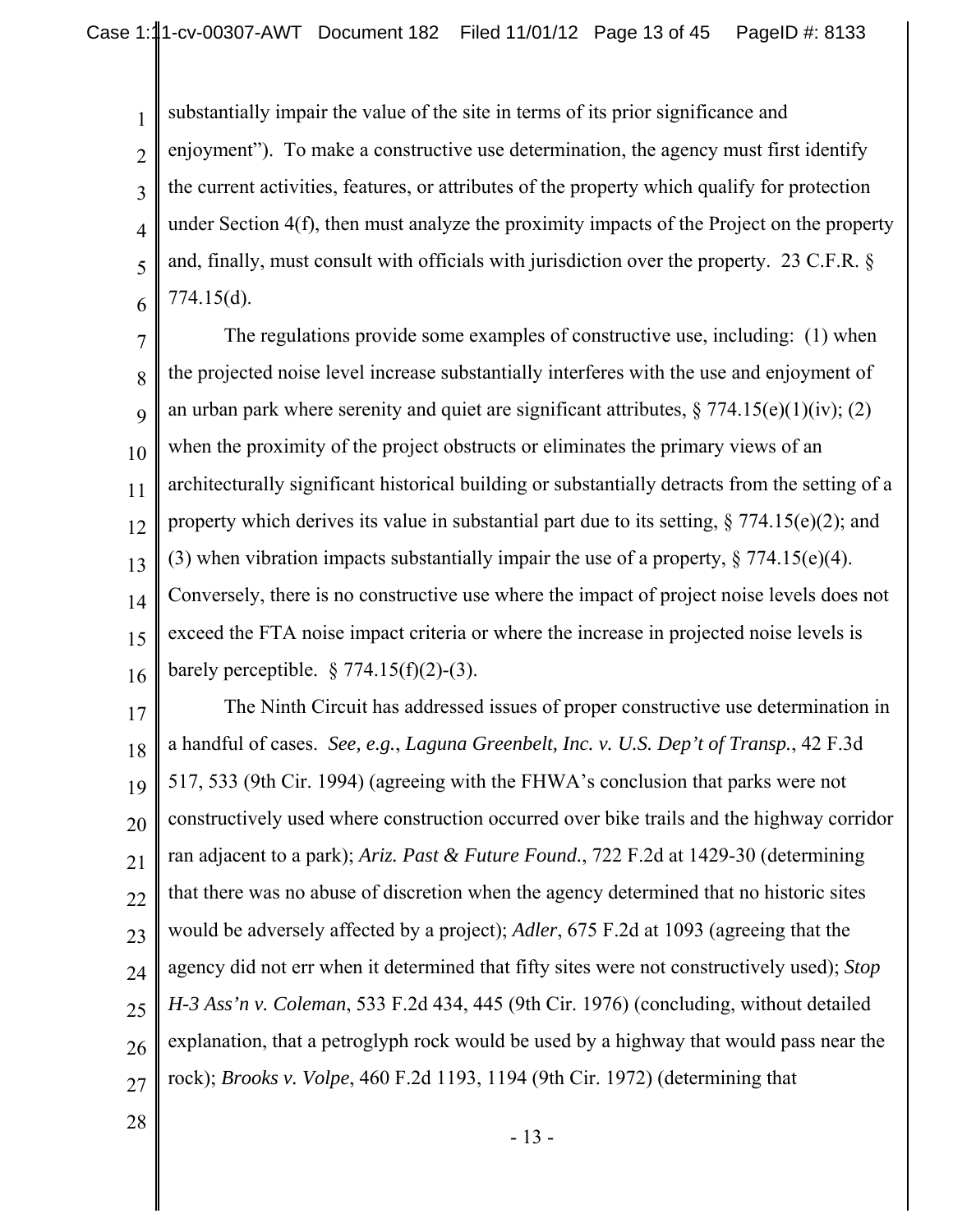substantially impair the value of the site in terms of its prior significance and enjoyment"). To make a constructive use determination, the agency must first identify the current activities, features, or attributes of the property which qualify for protection under Section 4(f), then must analyze the proximity impacts of the Project on the property and, finally, must consult with officials with jurisdiction over the property. 23 C.F.R. § 774.15(d).

The regulations provide some examples of constructive use, including: (1) when the projected noise level increase substantially interferes with the use and enjoyment of an urban park where serenity and quiet are significant attributes, § 774.15(e)(1)(iv); (2) when the proximity of the project obstructs or eliminates the primary views of an architecturally significant historical building or substantially detracts from the setting of a property which derives its value in substantial part due to its setting, § 774.15(e)(2); and (3) when vibration impacts substantially impair the use of a property, § 774.15(e)(4). Conversely, there is no constructive use where the impact of project noise levels does not exceed the FTA noise impact criteria or where the increase in projected noise levels is barely perceptible. § 774.15(f)(2)-(3).

The Ninth Circuit has addressed issues of proper constructive use determination in a handful of cases. *See, e.g.*, *Laguna Greenbelt, Inc. v. U.S. Dep't of Transp.*, 42 F.3d 517, 533 (9th Cir. 1994) (agreeing with the FHWA's conclusion that parks were not constructively used where construction occurred over bike trails and the highway corridor ran adjacent to a park); *Ariz. Past & Future Found.*, 722 F.2d at 1429-30 (determining that there was no abuse of discretion when the agency determined that no historic sites would be adversely affected by a project); *Adler*, 675 F.2d at 1093 (agreeing that the agency did not err when it determined that fifty sites were not constructively used); *Stop H-3 Ass'n v. Coleman*, 533 F.2d 434, 445 (9th Cir. 1976) (concluding, without detailed explanation, that a petroglyph rock would be used by a highway that would pass near the rock); *Brooks v. Volpe*, 460 F.2d 1193, 1194 (9th Cir. 1972) (determining that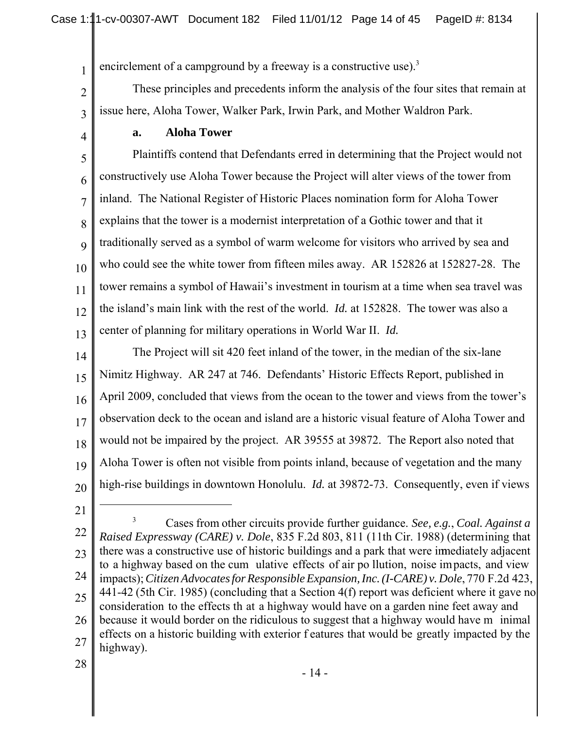encirclement of a campground by a freeway is a constructive use).[3]

These principles and precedents inform the analysis of the four sites that remain at issue here, Aloha Tower, Walker Park, Irwin Park, and Mother Waldron Park.

**a. Aloha Tower**

Plaintiffs contend that Defendants erred in determining that the Project would not constructively use Aloha Tower because the Project will alter views of the tower from inland. The National Register of Historic Places nomination form for Aloha Tower explains that the tower is a modernist interpretation of a Gothic tower and that it traditionally served as a symbol of warm welcome for visitors who arrived by sea and who could see the white tower from fifteen miles away. AR 152826 at 152827-28. The tower remains a symbol of Hawaii's investment in tourism at a time when sea travel was the island's main link with the rest of the world. *Id.* at 152828. The tower was also a center of planning for military operations in World War II. *Id.*

The Project will sit 420 feet inland of the tower, in the median of the six-lane Nimitz Highway. AR 247 at 746. Defendants' Historic Effects Report, published in April 2009, concluded that views from the ocean to the tower and views from the tower's observation deck to the ocean and island are a historic visual feature of Aloha Tower and would not be impaired by the project. AR 39555 at 39872. The Report also noted that Aloha Tower is often not visible from points inland, because of vegetation and the many high-rise buildings in downtown Honolulu. *Id.* at 39872-73. Consequently, even if views

---

[3] Cases from other circuits provide further guidance. *See, e.g.*, *Coal. Against a Raised Expressway (CARE) v. Dole*, 835 F.2d 803, 811 (11th Cir. 1988) (determining that there was a constructive use of historic buildings and a park that were immediately adjacent to a highway based on the cumulative effects of air pollution, noise impacts, and view impacts); *Citizen Advocates for Responsible Expansion, Inc. (I-CARE) v. Dole*, 770 F.2d 423, 441-42 (5th Cir. 1985) (concluding that a Section 4(f) report was deficient where it gave no consideration to the effects that a highway would have on a garden nine feet away and because it would border on the ridiculous to suggest that a highway would have minimal effects on a historic building with exterior features that would be greatly impacted by the highway).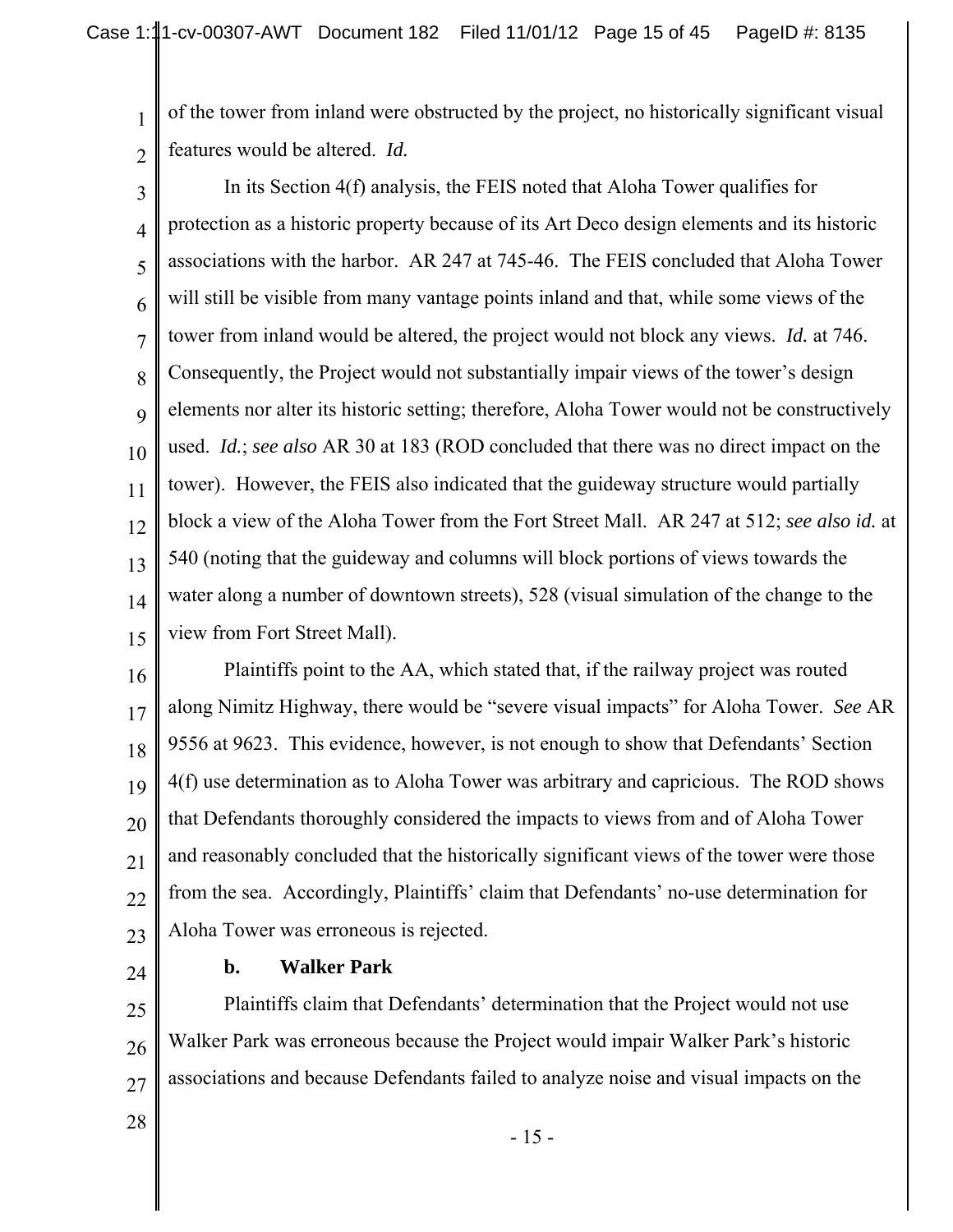of the tower from inland were obstructed by the project, no historically significant visual features would be altered. *Id.*

In its Section 4(f) analysis, the FEIS noted that Aloha Tower qualifies for protection as a historic property because of its Art Deco design elements and its historic associations with the harbor. AR 247 at 745-46. The FEIS concluded that Aloha Tower will still be visible from many vantage points inland and that, while some views of the tower from inland would be altered, the project would not block any views. *Id.* at 746. Consequently, the Project would not substantially impair views of the tower's design elements nor alter its historic setting; therefore, Aloha Tower would not be constructively used. *Id.*; *see also* AR 30 at 183 (ROD concluded that there was no direct impact on the tower). However, the FEIS also indicated that the guideway structure would partially block a view of the Aloha Tower from the Fort Street Mall. AR 247 at 512; *see also id.* at 540 (noting that the guideway and columns will block portions of views towards the water along a number of downtown streets), 528 (visual simulation of the change to the view from Fort Street Mall).

Plaintiffs point to the AA, which stated that, if the railway project was routed along Nimitz Highway, there would be "severe visual impacts" for Aloha Tower. *See* AR 9556 at 9623. This evidence, however, is not enough to show that Defendants' Section 4(f) use determination as to Aloha Tower was arbitrary and capricious. The ROD shows that Defendants thoroughly considered the impacts to views from and of Aloha Tower and reasonably concluded that the historically significant views of the tower were those from the sea. Accordingly, Plaintiffs' claim that Defendants' no-use determination for Aloha Tower was erroneous is rejected.

**b. Walker Park**

Plaintiffs claim that Defendants' determination that the Project would not use Walker Park was erroneous because the Project would impair Walker Park's historic associations and because Defendants failed to analyze noise and visual impacts on the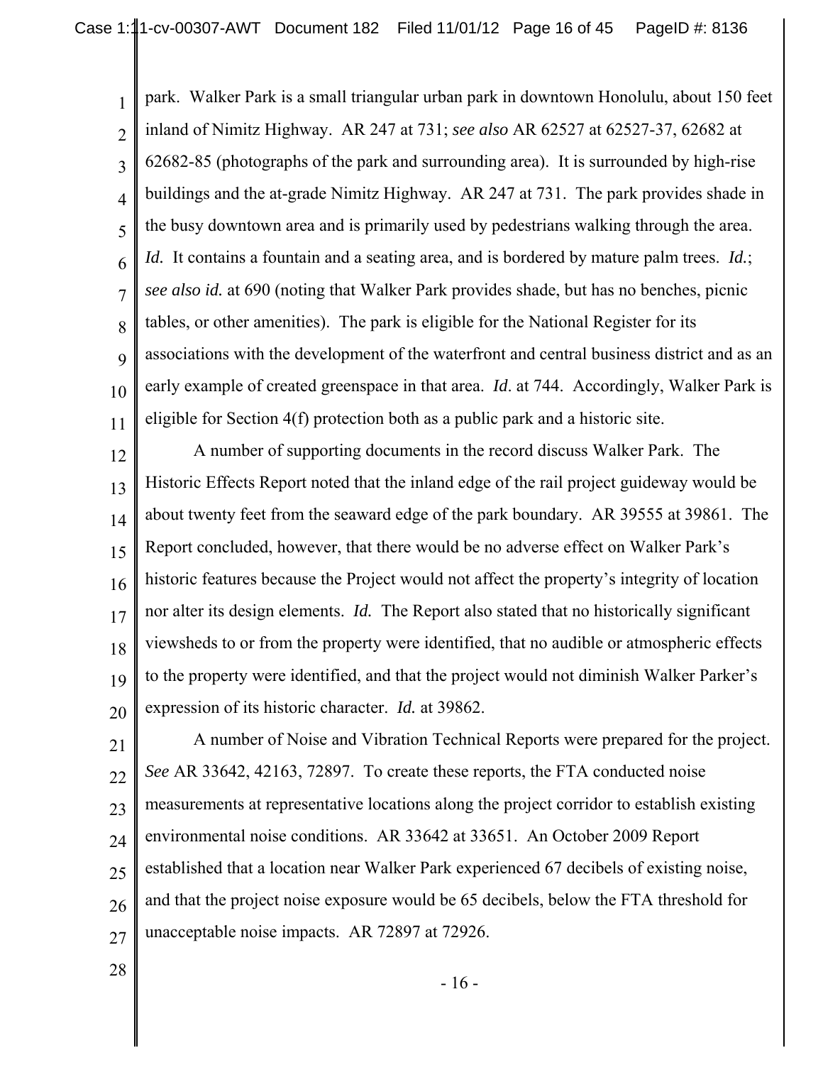park. Walker Park is a small triangular urban park in downtown Honolulu, about 150 feet inland of Nimitz Highway. AR 247 at 731; *see also* AR 62527 at 62527-37, 62682 at 62682-85 (photographs of the park and surrounding area). It is surrounded by high-rise buildings and the at-grade Nimitz Highway. AR 247 at 731. The park provides shade in the busy downtown area and is primarily used by pedestrians walking through the area. *Id.* It contains a fountain and a seating area, and is bordered by mature palm trees. *Id.*; *see also id.* at 690 (noting that Walker Park provides shade, but has no benches, picnic tables, or other amenities). The park is eligible for the National Register for its associations with the development of the waterfront and central business district and as an early example of created greenspace in that area. *Id.* at 744. Accordingly, Walker Park is eligible for Section 4(f) protection both as a public park and a historic site.

A number of supporting documents in the record discuss Walker Park. The Historic Effects Report noted that the inland edge of the rail project guideway would be about twenty feet from the seaward edge of the park boundary. AR 39555 at 39861. The Report concluded, however, that there would be no adverse effect on Walker Park's historic features because the Project would not affect the property's integrity of location nor alter its design elements. *Id.* The Report also stated that no historically significant viewsheds to or from the property were identified, that no audible or atmospheric effects to the property were identified, and that the project would not diminish Walker Parker's expression of its historic character. *Id.* at 39862.

A number of Noise and Vibration Technical Reports were prepared for the project. *See* AR 33642, 42163, 72897. To create these reports, the FTA conducted noise measurements at representative locations along the project corridor to establish existing environmental noise conditions. AR 33642 at 33651. An October 2009 Report established that a location near Walker Park experienced 67 decibels of existing noise, and that the project noise exposure would be 65 decibels, below the FTA threshold for unacceptable noise impacts. AR 72897 at 72926.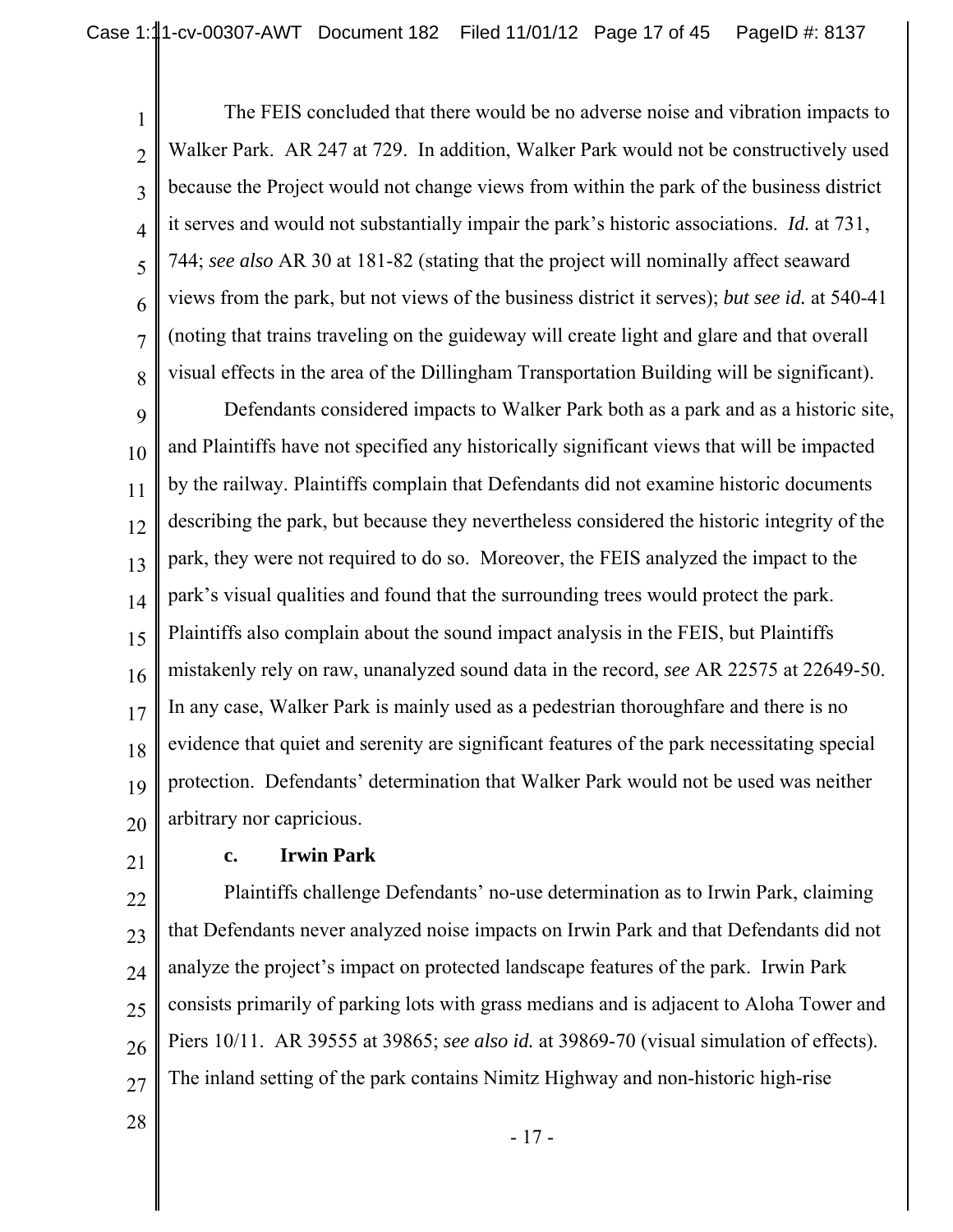The FEIS concluded that there would be no adverse noise and vibration impacts to Walker Park. AR 247 at 729. In addition, Walker Park would not be constructively used because the Project would not change views from within the park of the business district it serves and would not substantially impair the park's historic associations. *Id.* at 731, 744; *see also* AR 30 at 181-82 (stating that the project will nominally affect seaward views from the park, but not views of the business district it serves); *but see id.* at 540-41 (noting that trains traveling on the guideway will create light and glare and that overall visual effects in the area of the Dillingham Transportation Building will be significant).

Defendants considered impacts to Walker Park both as a park and as a historic site, and Plaintiffs have not specified any historically significant views that will be impacted by the railway. Plaintiffs complain that Defendants did not examine historic documents describing the park, but because they nevertheless considered the historic integrity of the park, they were not required to do so. Moreover, the FEIS analyzed the impact to the park's visual qualities and found that the surrounding trees would protect the park. Plaintiffs also complain about the sound impact analysis in the FEIS, but Plaintiffs mistakenly rely on raw, unanalyzed sound data in the record, *see* AR 22575 at 22649-50. In any case, Walker Park is mainly used as a pedestrian thoroughfare and there is no evidence that quiet and serenity are significant features of the park necessitating special protection. Defendants' determination that Walker Park would not be used was neither arbitrary nor capricious.

**c. Irwin Park**

Plaintiffs challenge Defendants' no-use determination as to Irwin Park, claiming that Defendants never analyzed noise impacts on Irwin Park and that Defendants did not analyze the project's impact on protected landscape features of the park. Irwin Park consists primarily of parking lots with grass medians and is adjacent to Aloha Tower and Piers 10/11. AR 39555 at 39865; *see also id.* at 39869-70 (visual simulation of effects). The inland setting of the park contains Nimitz Highway and non-historic high-rise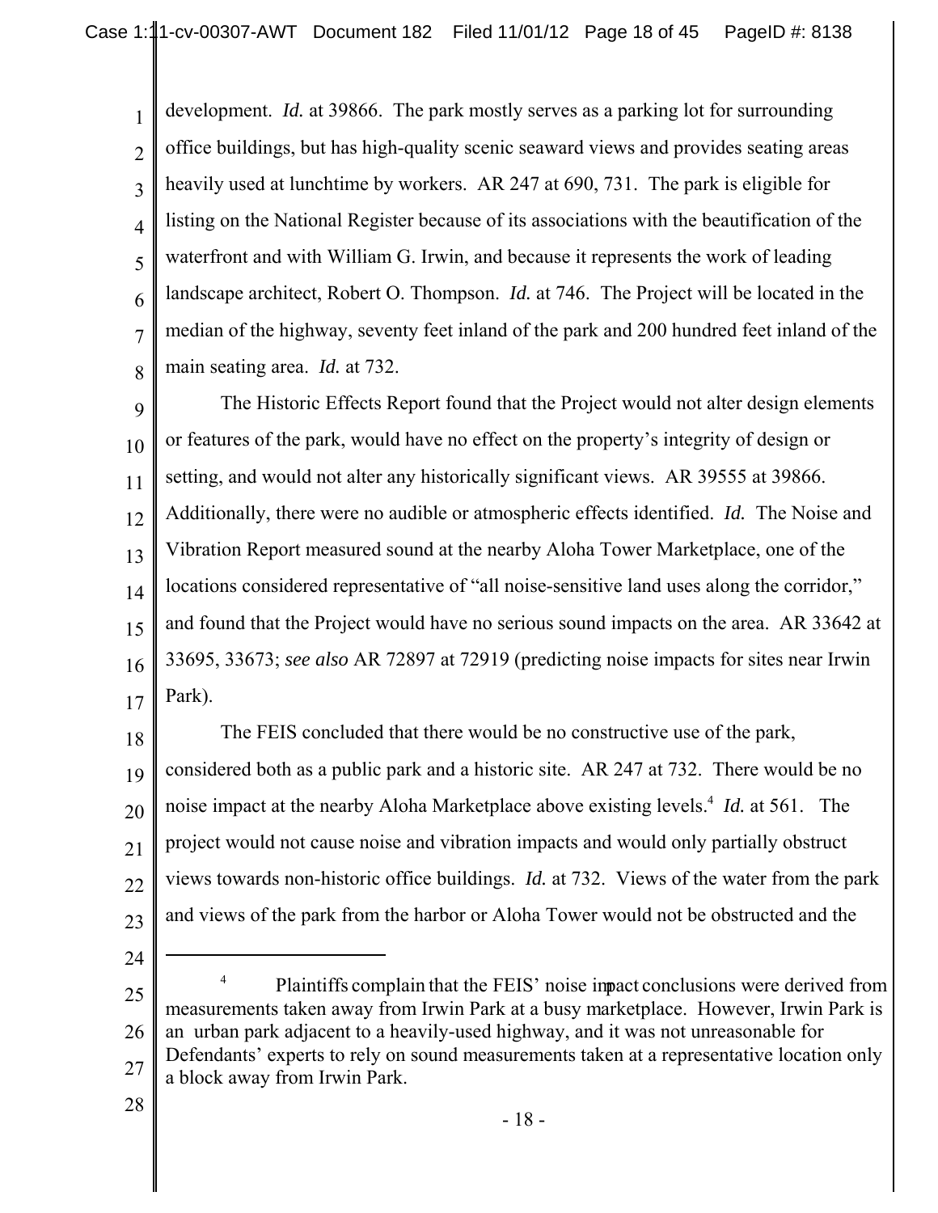development. *Id.* at 39866. The park mostly serves as a parking lot for surrounding office buildings, but has high-quality scenic seaward views and provides seating areas heavily used at lunchtime by workers. AR 247 at 690, 731. The park is eligible for listing on the National Register because of its associations with the beautification of the waterfront and with William G. Irwin, and because it represents the work of leading landscape architect, Robert O. Thompson. *Id.* at 746. The Project will be located in the median of the highway, seventy feet inland of the park and 200 hundred feet inland of the main seating area. *Id.* at 732.

The Historic Effects Report found that the Project would not alter design elements or features of the park, would have no effect on the property's integrity of design or setting, and would not alter any historically significant views. AR 39555 at 39866. Additionally, there were no audible or atmospheric effects identified. *Id.* The Noise and Vibration Report measured sound at the nearby Aloha Tower Marketplace, one of the locations considered representative of "all noise-sensitive land uses along the corridor," and found that the Project would have no serious sound impacts on the area. AR 33642 at 33695, 33673; *see also* AR 72897 at 72919 (predicting noise impacts for sites near Irwin Park).

The FEIS concluded that there would be no constructive use of the park, considered both as a public park and a historic site. AR 247 at 732. There would be no noise impact at the nearby Aloha Marketplace above existing levels.[4] *Id.* at 561. The project would not cause noise and vibration impacts and would only partially obstruct views towards non-historic office buildings. *Id.* at 732. Views of the water from the park and views of the park from the harbor or Aloha Tower would not be obstructed and the

---

[4] Plaintiffs complain that the FEIS' noise impact conclusions were derived from measurements taken away from Irwin Park at a busy marketplace. However, Irwin Park is an urban park adjacent to a heavily-used highway, and it was not unreasonable for Defendants' experts to rely on sound measurements taken at a representative location only a block away from Irwin Park.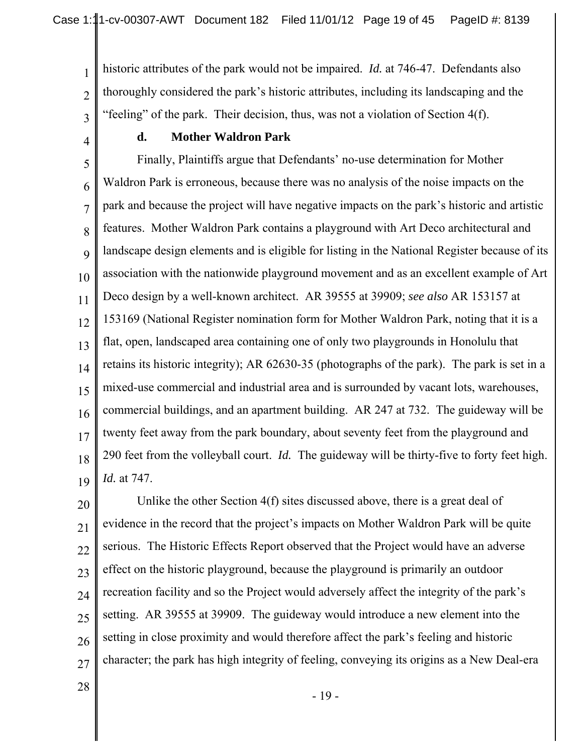historic attributes of the park would not be impaired. *Id.* at 746-47. Defendants also thoroughly considered the park's historic attributes, including its landscaping and the "feeling" of the park. Their decision, thus, was not a violation of Section 4(f).

**d. Mother Waldron Park**

Finally, Plaintiffs argue that Defendants' no-use determination for Mother Waldron Park is erroneous, because there was no analysis of the noise impacts on the park and because the project will have negative impacts on the park's historic and artistic features. Mother Waldron Park contains a playground with Art Deco architectural and landscape design elements and is eligible for listing in the National Register because of its association with the nationwide playground movement and as an excellent example of Art Deco design by a well-known architect. AR 39555 at 39909; *see also* AR 153157 at 153169 (National Register nomination form for Mother Waldron Park, noting that it is a flat, open, landscaped area containing one of only two playgrounds in Honolulu that retains its historic integrity); AR 62630-35 (photographs of the park). The park is set in a mixed-use commercial and industrial area and is surrounded by vacant lots, warehouses, commercial buildings, and an apartment building. AR 247 at 732. The guideway will be twenty feet away from the park boundary, about seventy feet from the playground and 290 feet from the volleyball court. *Id.* The guideway will be thirty-five to forty feet high. *Id.* at 747.

Unlike the other Section 4(f) sites discussed above, there is a great deal of evidence in the record that the project's impacts on Mother Waldron Park will be quite serious. The Historic Effects Report observed that the Project would have an adverse effect on the historic playground, because the playground is primarily an outdoor recreation facility and so the Project would adversely affect the integrity of the park's setting. AR 39555 at 39909. The guideway would introduce a new element into the setting in close proximity and would therefore affect the park's feeling and historic character; the park has high integrity of feeling, conveying its origins as a New Deal-era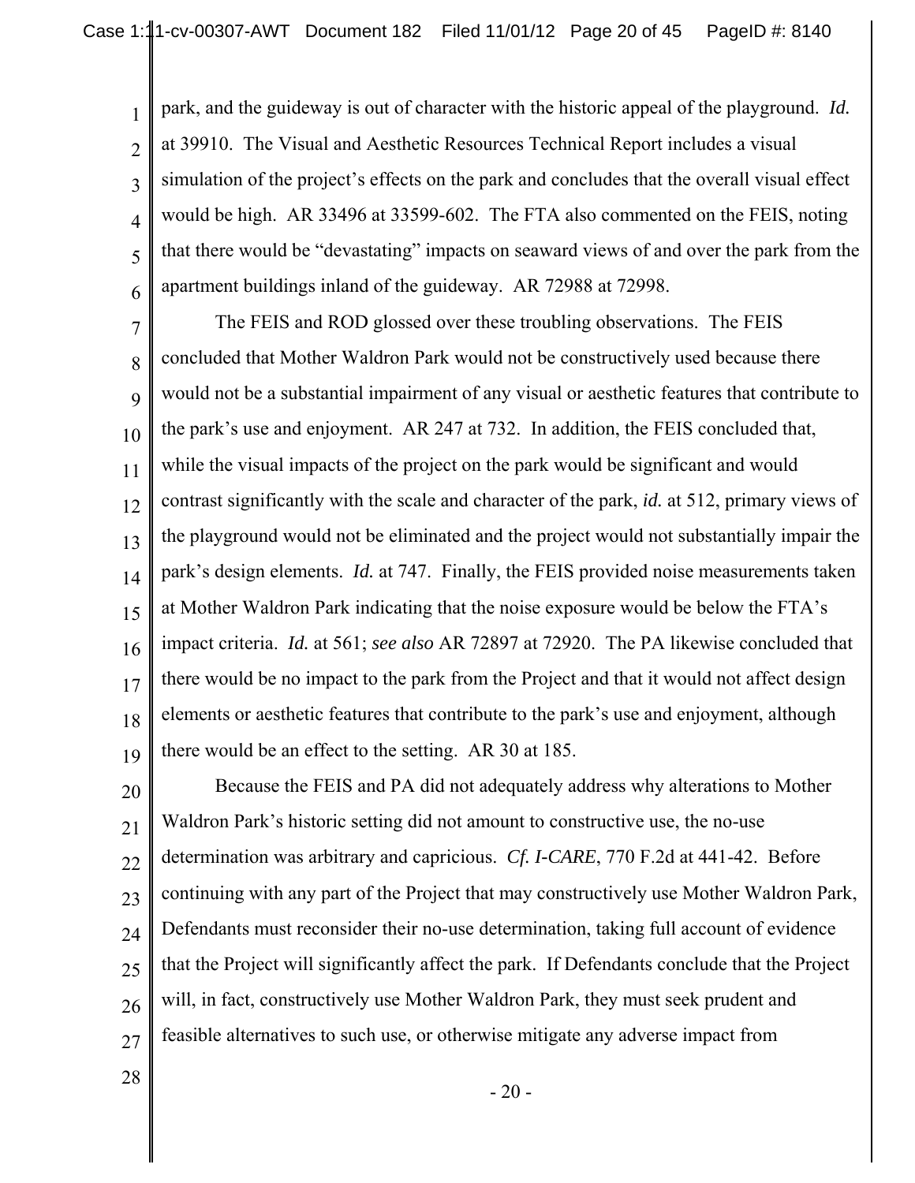park, and the guideway is out of character with the historic appeal of the playground. *Id.* at 39910. The Visual and Aesthetic Resources Technical Report includes a visual simulation of the project's effects on the park and concludes that the overall visual effect would be high. AR 33496 at 33599-602. The FTA also commented on the FEIS, noting that there would be "devastating" impacts on seaward views of and over the park from the apartment buildings inland of the guideway. AR 72988 at 72998.

The FEIS and ROD glossed over these troubling observations. The FEIS concluded that Mother Waldron Park would not be constructively used because there would not be a substantial impairment of any visual or aesthetic features that contribute to the park's use and enjoyment. AR 247 at 732. In addition, the FEIS concluded that, while the visual impacts of the project on the park would be significant and would contrast significantly with the scale and character of the park, *id.* at 512, primary views of the playground would not be eliminated and the project would not substantially impair the park's design elements. *Id.* at 747. Finally, the FEIS provided noise measurements taken at Mother Waldron Park indicating that the noise exposure would be below the FTA's impact criteria. *Id.* at 561; *see also* AR 72897 at 72920. The PA likewise concluded that there would be no impact to the park from the Project and that it would not affect design elements or aesthetic features that contribute to the park's use and enjoyment, although there would be an effect to the setting. AR 30 at 185.

Because the FEIS and PA did not adequately address why alterations to Mother Waldron Park's historic setting did not amount to constructive use, the no-use determination was arbitrary and capricious. *Cf. I-CARE*, 770 F.2d at 441-42. Before continuing with any part of the Project that may constructively use Mother Waldron Park, Defendants must reconsider their no-use determination, taking full account of evidence that the Project will significantly affect the park. If Defendants conclude that the Project will, in fact, constructively use Mother Waldron Park, they must seek prudent and feasible alternatives to such use, or otherwise mitigate any adverse impact from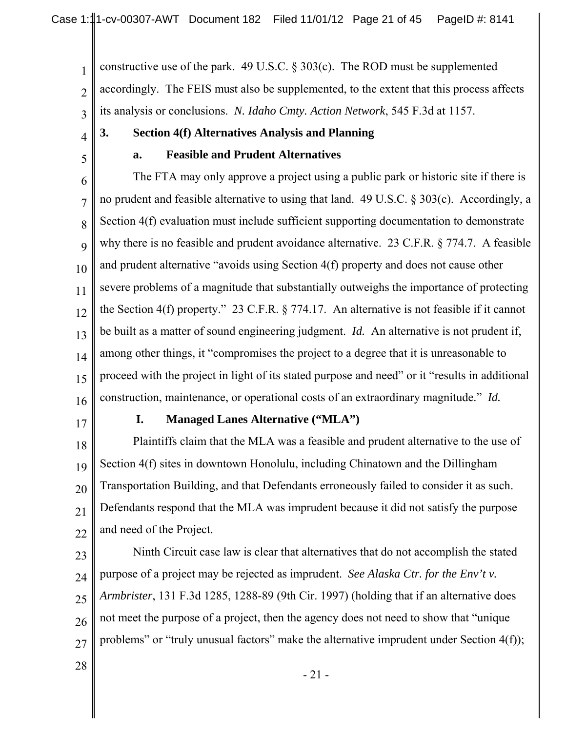constructive use of the park. 49 U.S.C. § 303(c). The ROD must be supplemented accordingly. The FEIS must also be supplemented, to the extent that this process affects its analysis or conclusions. *N. Idaho Cmty. Action Network*, 545 F.3d at 1157.

### 3. Section 4(f) Alternatives Analysis and Planning

#### a. Feasible and Prudent Alternatives

The FTA may only approve a project using a public park or historic site if there is no prudent and feasible alternative to using that land. 49 U.S.C. § 303(c). Accordingly, a Section 4(f) evaluation must include sufficient supporting documentation to demonstrate why there is no feasible and prudent avoidance alternative. 23 C.F.R. § 774.7. A feasible and prudent alternative "avoids using Section 4(f) property and does not cause other severe problems of a magnitude that substantially outweighs the importance of protecting the Section 4(f) property." 23 C.F.R. § 774.17. An alternative is not feasible if it cannot be built as a matter of sound engineering judgment. *Id.* An alternative is not prudent if, among other things, it "compromises the project to a degree that it is unreasonable to proceed with the project in light of its stated purpose and need" or it "results in additional construction, maintenance, or operational costs of an extraordinary magnitude." *Id.*

#### I. Managed Lanes Alternative ("MLA")

Plaintiffs claim that the MLA was a feasible and prudent alternative to the use of Section 4(f) sites in downtown Honolulu, including Chinatown and the Dillingham Transportation Building, and that Defendants erroneously failed to consider it as such. Defendants respond that the MLA was imprudent because it did not satisfy the purpose and need of the Project.

Ninth Circuit case law is clear that alternatives that do not accomplish the stated purpose of a project may be rejected as imprudent. *See Alaska Ctr. for the Env't v. Armbrister*, 131 F.3d 1285, 1288-89 (9th Cir. 1997) (holding that if an alternative does not meet the purpose of a project, then the agency does not need to show that "unique problems" or "truly unusual factors" make the alternative imprudent under Section 4(f));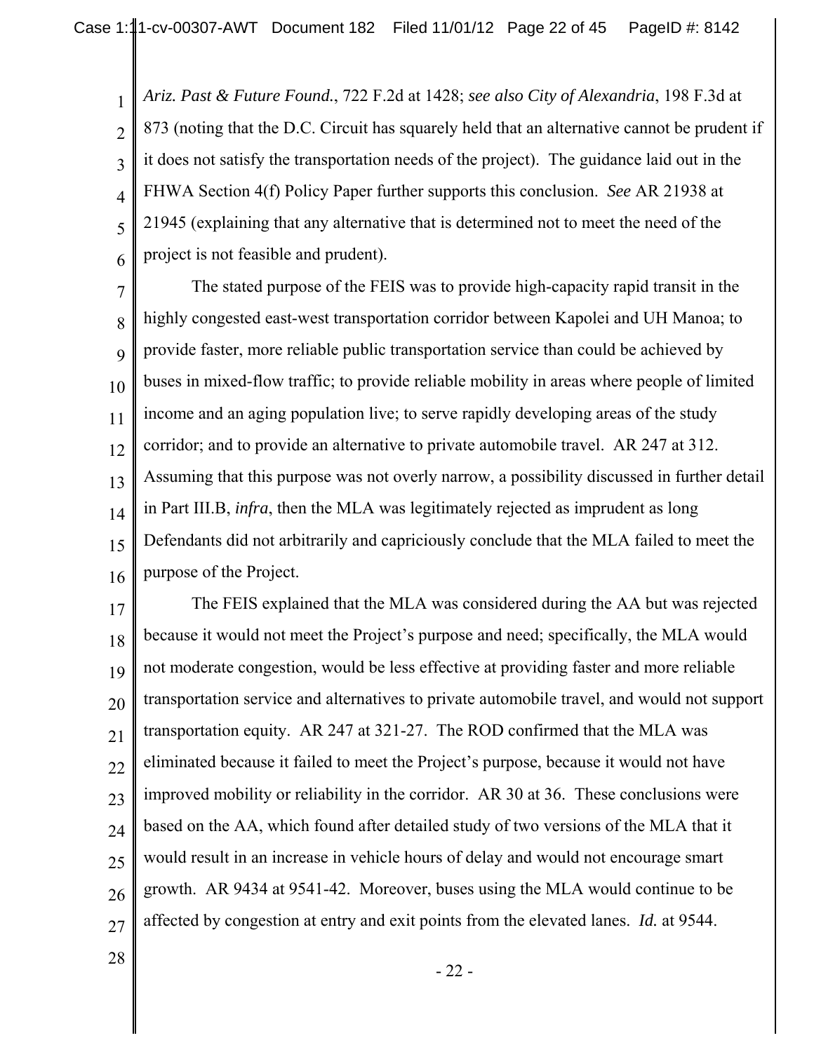*Ariz. Past & Future Found.*, 722 F.2d at 1428; *see also City of Alexandria*, 198 F.3d at 873 (noting that the D.C. Circuit has squarely held that an alternative cannot be prudent if it does not satisfy the transportation needs of the project). The guidance laid out in the FHWA Section 4(f) Policy Paper further supports this conclusion. *See* AR 21938 at 21945 (explaining that any alternative that is determined not to meet the need of the project is not feasible and prudent).

The stated purpose of the FEIS was to provide high-capacity rapid transit in the highly congested east-west transportation corridor between Kapolei and UH Manoa; to provide faster, more reliable public transportation service than could be achieved by buses in mixed-flow traffic; to provide reliable mobility in areas where people of limited income and an aging population live; to serve rapidly developing areas of the study corridor; and to provide an alternative to private automobile travel. AR 247 at 312. Assuming that this purpose was not overly narrow, a possibility discussed in further detail in Part III.B, *infra*, then the MLA was legitimately rejected as imprudent as long Defendants did not arbitrarily and capriciously conclude that the MLA failed to meet the purpose of the Project.

The FEIS explained that the MLA was considered during the AA but was rejected because it would not meet the Project's purpose and need; specifically, the MLA would not moderate congestion, would be less effective at providing faster and more reliable transportation service and alternatives to private automobile travel, and would not support transportation equity. AR 247 at 321-27. The ROD confirmed that the MLA was eliminated because it failed to meet the Project's purpose, because it would not have improved mobility or reliability in the corridor. AR 30 at 36. These conclusions were based on the AA, which found after detailed study of two versions of the MLA that it would result in an increase in vehicle hours of delay and would not encourage smart growth. AR 9434 at 9541-42. Moreover, buses using the MLA would continue to be affected by congestion at entry and exit points from the elevated lanes. *Id.* at 9544.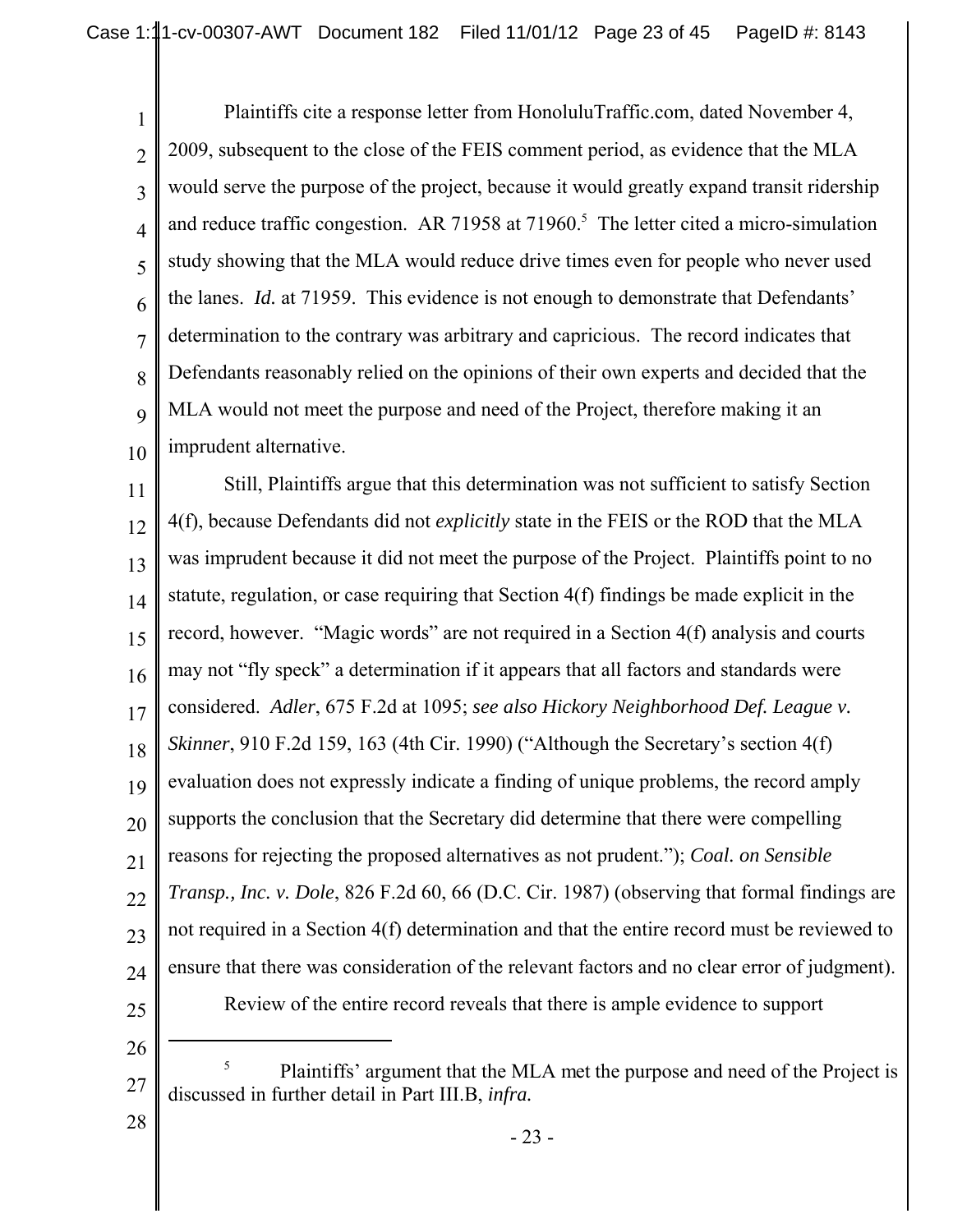Plaintiffs cite a response letter from HonoluluTraffic.com, dated November 4, 2009, subsequent to the close of the FEIS comment period, as evidence that the MLA would serve the purpose of the project, because it would greatly expand transit ridership and reduce traffic congestion. AR 71958 at 71960.[5] The letter cited a micro-simulation study showing that the MLA would reduce drive times even for people who never used the lanes. *Id.* at 71959. This evidence is not enough to demonstrate that Defendants' determination to the contrary was arbitrary and capricious. The record indicates that Defendants reasonably relied on the opinions of their own experts and decided that the MLA would not meet the purpose and need of the Project, therefore making it an imprudent alternative.

Still, Plaintiffs argue that this determination was not sufficient to satisfy Section 4(f), because Defendants did not *explicitly* state in the FEIS or the ROD that the MLA was imprudent because it did not meet the purpose of the Project. Plaintiffs point to no statute, regulation, or case requiring that Section 4(f) findings be made explicit in the record, however. "Magic words" are not required in a Section 4(f) analysis and courts may not "fly speck" a determination if it appears that all factors and standards were considered. *Adler*, 675 F.2d at 1095; *see also Hickory Neighborhood Def. League v. Skinner*, 910 F.2d 159, 163 (4th Cir. 1990) ("Although the Secretary's section 4(f) evaluation does not expressly indicate a finding of unique problems, the record amply supports the conclusion that the Secretary did determine that there were compelling reasons for rejecting the proposed alternatives as not prudent."); *Coal. on Sensible Transp., Inc. v. Dole*, 826 F.2d 60, 66 (D.C. Cir. 1987) (observing that formal findings are not required in a Section 4(f) determination and that the entire record must be reviewed to ensure that there was consideration of the relevant factors and no clear error of judgment).

Review of the entire record reveals that there is ample evidence to support

---

[5] Plaintiffs' argument that the MLA met the purpose and need of the Project is discussed in further detail in Part III.B, *infra.*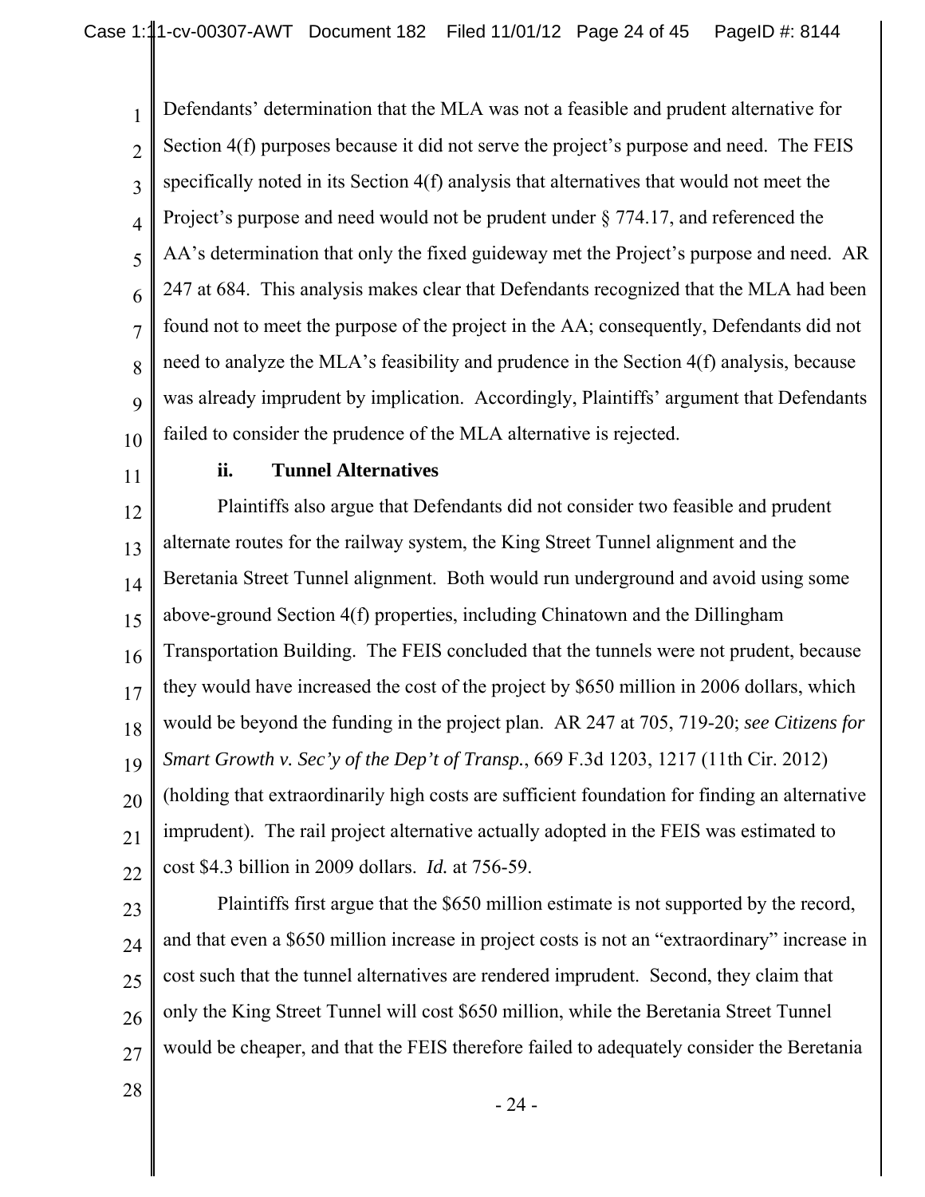Defendants' determination that the MLA was not a feasible and prudent alternative for Section 4(f) purposes because it did not serve the project's purpose and need. The FEIS specifically noted in its Section 4(f) analysis that alternatives that would not meet the Project's purpose and need would not be prudent under § 774.17, and referenced the AA's determination that only the fixed guideway met the Project's purpose and need. AR 247 at 684. This analysis makes clear that Defendants recognized that the MLA had been found not to meet the purpose of the project in the AA; consequently, Defendants did not need to analyze the MLA's feasibility and prudence in the Section 4(f) analysis, because was already imprudent by implication. Accordingly, Plaintiffs' argument that Defendants failed to consider the prudence of the MLA alternative is rejected.

**ii. Tunnel Alternatives**

Plaintiffs also argue that Defendants did not consider two feasible and prudent alternate routes for the railway system, the King Street Tunnel alignment and the Beretania Street Tunnel alignment. Both would run underground and avoid using some above-ground Section 4(f) properties, including Chinatown and the Dillingham Transportation Building. The FEIS concluded that the tunnels were not prudent, because they would have increased the cost of the project by $650 million in 2006 dollars, which would be beyond the funding in the project plan. AR 247 at 705, 719-20; *see Citizens for Smart Growth v. Sec'y of the Dep't of Transp.*, 669 F.3d 1203, 1217 (11th Cir. 2012) (holding that extraordinarily high costs are sufficient foundation for finding an alternative imprudent). The rail project alternative actually adopted in the FEIS was estimated to cost $4.3 billion in 2009 dollars. *Id.* at 756-59.

Plaintiffs first argue that the $650 million estimate is not supported by the record, and that even a $650 million increase in project costs is not an "extraordinary" increase in cost such that the tunnel alternatives are rendered imprudent. Second, they claim that only the King Street Tunnel will cost $650 million, while the Beretania Street Tunnel would be cheaper, and that the FEIS therefore failed to adequately consider the Beretania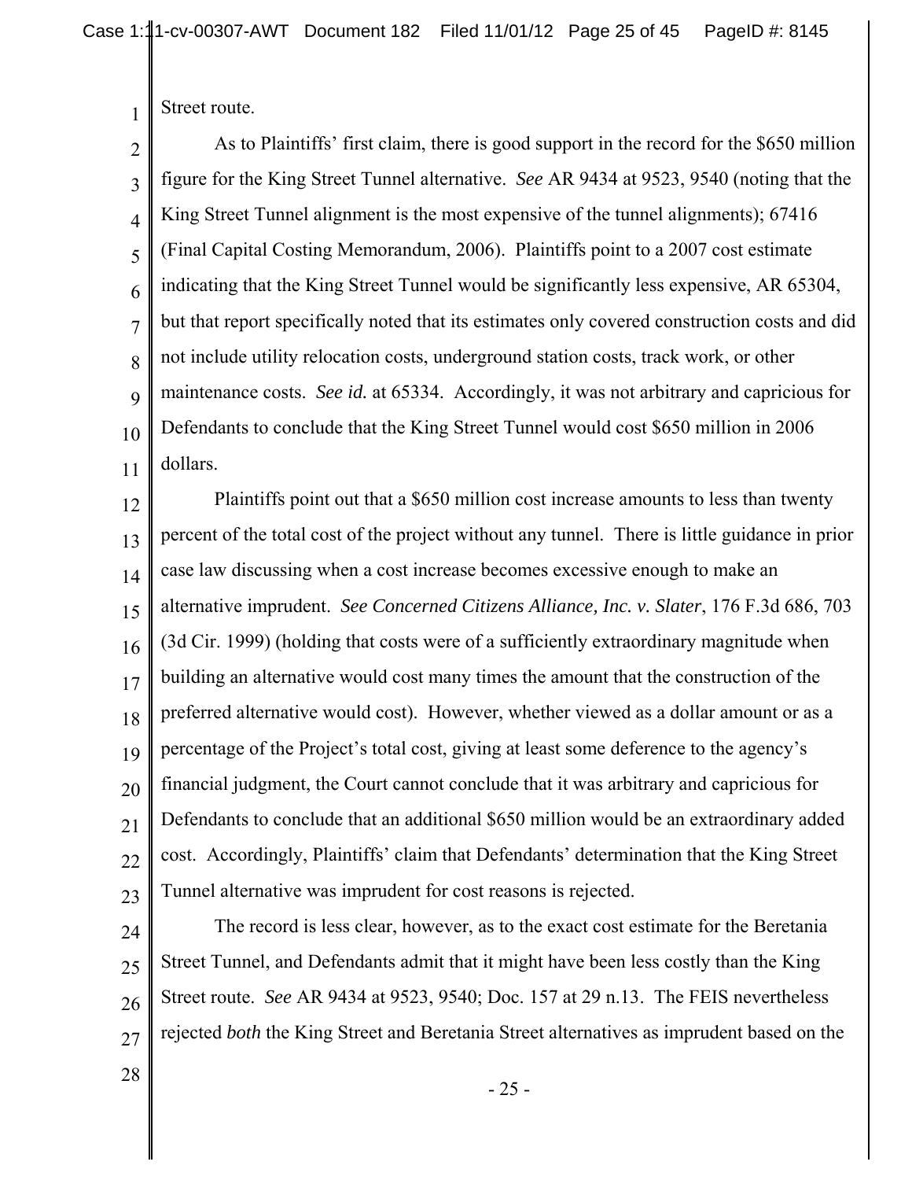Street route.

As to Plaintiffs' first claim, there is good support in the record for the $650 million figure for the King Street Tunnel alternative. *See* AR 9434 at 9523, 9540 (noting that the King Street Tunnel alignment is the most expensive of the tunnel alignments); 67416 (Final Capital Costing Memorandum, 2006). Plaintiffs point to a 2007 cost estimate indicating that the King Street Tunnel would be significantly less expensive, AR 65304, but that report specifically noted that its estimates only covered construction costs and did not include utility relocation costs, underground station costs, track work, or other maintenance costs. *See id.* at 65334. Accordingly, it was not arbitrary and capricious for Defendants to conclude that the King Street Tunnel would cost $650 million in 2006 dollars.

Plaintiffs point out that a $650 million cost increase amounts to less than twenty percent of the total cost of the project without any tunnel. There is little guidance in prior case law discussing when a cost increase becomes excessive enough to make an alternative imprudent. *See Concerned Citizens Alliance, Inc. v. Slater*, 176 F.3d 686, 703 (3d Cir. 1999) (holding that costs were of a sufficiently extraordinary magnitude when building an alternative would cost many times the amount that the construction of the preferred alternative would cost). However, whether viewed as a dollar amount or as a percentage of the Project's total cost, giving at least some deference to the agency's financial judgment, the Court cannot conclude that it was arbitrary and capricious for Defendants to conclude that an additional $650 million would be an extraordinary added cost. Accordingly, Plaintiffs' claim that Defendants' determination that the King Street Tunnel alternative was imprudent for cost reasons is rejected.

The record is less clear, however, as to the exact cost estimate for the Beretania Street Tunnel, and Defendants admit that it might have been less costly than the King Street route. *See* AR 9434 at 9523, 9540; Doc. 157 at 29 n.13. The FEIS nevertheless rejected *both* the King Street and Beretania Street alternatives as imprudent based on the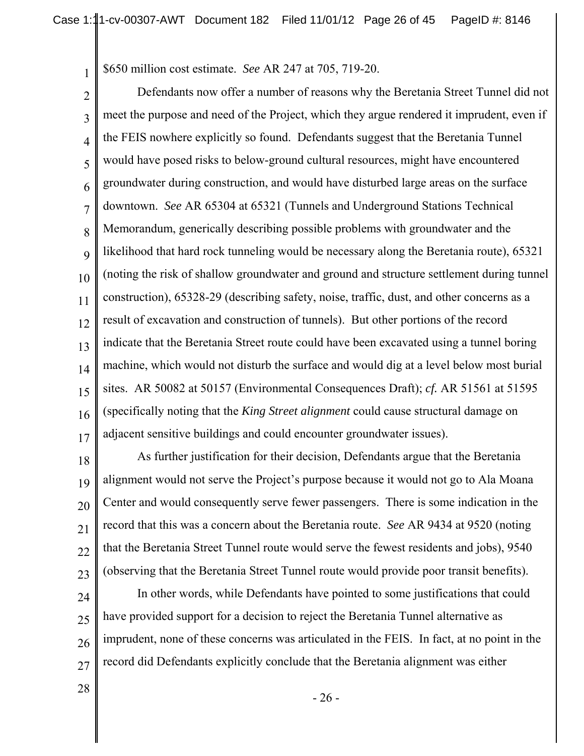$650 million cost estimate. *See* AR 247 at 705, 719-20.

Defendants now offer a number of reasons why the Beretania Street Tunnel did not meet the purpose and need of the Project, which they argue rendered it imprudent, even if the FEIS nowhere explicitly so found. Defendants suggest that the Beretania Tunnel would have posed risks to below-ground cultural resources, might have encountered groundwater during construction, and would have disturbed large areas on the surface downtown. *See* AR 65304 at 65321 (Tunnels and Underground Stations Technical Memorandum, generically describing possible problems with groundwater and the likelihood that hard rock tunneling would be necessary along the Beretania route), 65321 (noting the risk of shallow groundwater and ground and structure settlement during tunnel construction), 65328-29 (describing safety, noise, traffic, dust, and other concerns as a result of excavation and construction of tunnels). But other portions of the record indicate that the Beretania Street route could have been excavated using a tunnel boring machine, which would not disturb the surface and would dig at a level below most burial sites. AR 50082 at 50157 (Environmental Consequences Draft); *cf.* AR 51561 at 51595 (specifically noting that the *King Street alignment* could cause structural damage on adjacent sensitive buildings and could encounter groundwater issues).

As further justification for their decision, Defendants argue that the Beretania alignment would not serve the Project's purpose because it would not go to Ala Moana Center and would consequently serve fewer passengers. There is some indication in the record that this was a concern about the Beretania route. *See* AR 9434 at 9520 (noting that the Beretania Street Tunnel route would serve the fewest residents and jobs), 9540 (observing that the Beretania Street Tunnel route would provide poor transit benefits).

In other words, while Defendants have pointed to some justifications that could have provided support for a decision to reject the Beretania Tunnel alternative as imprudent, none of these concerns was articulated in the FEIS. In fact, at no point in the record did Defendants explicitly conclude that the Beretania alignment was either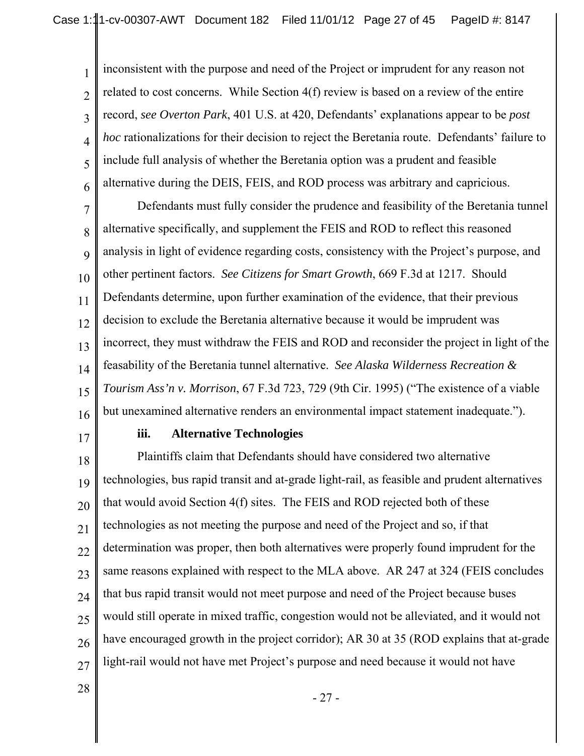inconsistent with the purpose and need of the Project or imprudent for any reason not related to cost concerns. While Section 4(f) review is based on a review of the entire record, *see Overton Park*, 401 U.S. at 420, Defendants' explanations appear to be *post hoc* rationalizations for their decision to reject the Beretania route. Defendants' failure to include full analysis of whether the Beretania option was a prudent and feasible alternative during the DEIS, FEIS, and ROD process was arbitrary and capricious.

Defendants must fully consider the prudence and feasibility of the Beretania tunnel alternative specifically, and supplement the FEIS and ROD to reflect this reasoned analysis in light of evidence regarding costs, consistency with the Project's purpose, and other pertinent factors. *See Citizens for Smart Growth*, 669 F.3d at 1217. Should Defendants determine, upon further examination of the evidence, that their previous decision to exclude the Beretania alternative because it would be imprudent was incorrect, they must withdraw the FEIS and ROD and reconsider the project in light of the feasability of the Beretania tunnel alternative. *See Alaska Wilderness Recreation & Tourism Ass'n v. Morrison*, 67 F.3d 723, 729 (9th Cir. 1995) ("The existence of a viable but unexamined alternative renders an environmental impact statement inadequate.").

**iii. Alternative Technologies**

Plaintiffs claim that Defendants should have considered two alternative technologies, bus rapid transit and at-grade light-rail, as feasible and prudent alternatives that would avoid Section 4(f) sites. The FEIS and ROD rejected both of these technologies as not meeting the purpose and need of the Project and so, if that determination was proper, then both alternatives were properly found imprudent for the same reasons explained with respect to the MLA above. AR 247 at 324 (FEIS concludes that bus rapid transit would not meet purpose and need of the Project because buses would still operate in mixed traffic, congestion would not be alleviated, and it would not have encouraged growth in the project corridor); AR 30 at 35 (ROD explains that at-grade light-rail would not have met Project's purpose and need because it would not have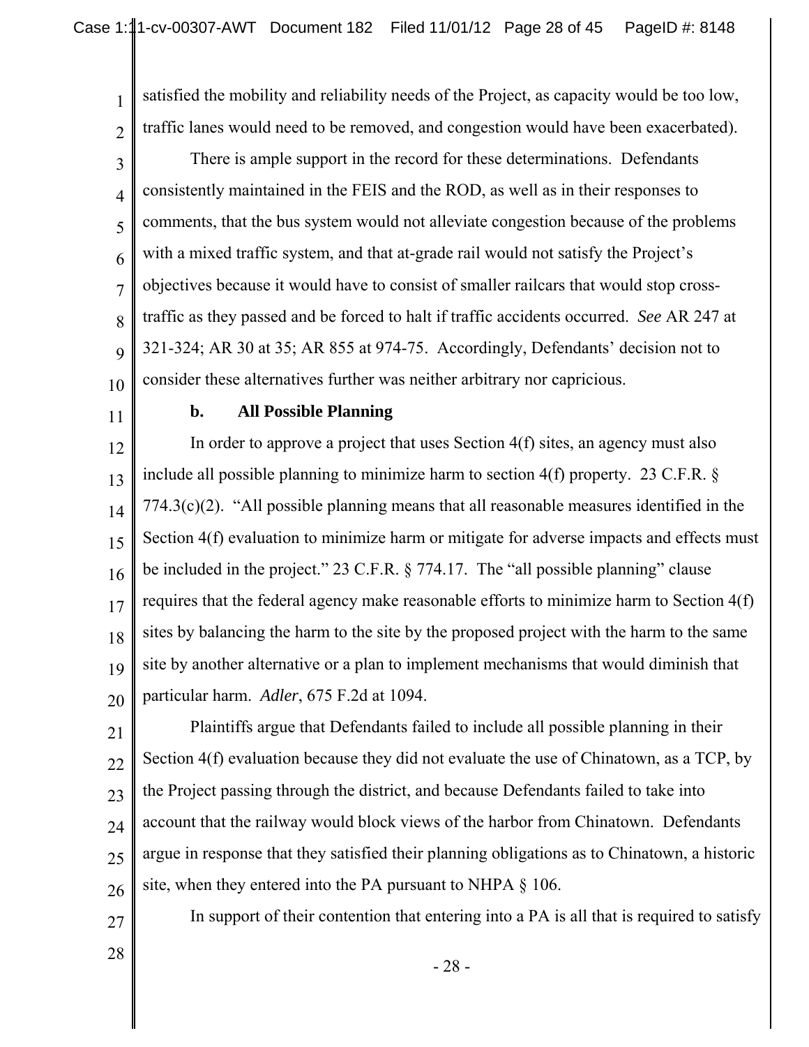satisfied the mobility and reliability needs of the Project, as capacity would be too low, traffic lanes would need to be removed, and congestion would have been exacerbated).

There is ample support in the record for these determinations. Defendants consistently maintained in the FEIS and the ROD, as well as in their responses to comments, that the bus system would not alleviate congestion because of the problems with a mixed traffic system, and that at-grade rail would not satisfy the Project's objectives because it would have to consist of smaller railcars that would stop cross-traffic as they passed and be forced to halt if traffic accidents occurred. *See* AR 247 at 321-324; AR 30 at 35; AR 855 at 974-75. Accordingly, Defendants' decision not to consider these alternatives further was neither arbitrary nor capricious.

**b. All Possible Planning**

In order to approve a project that uses Section 4(f) sites, an agency must also include all possible planning to minimize harm to section 4(f) property. 23 C.F.R. § 774.3(c)(2). "All possible planning means that all reasonable measures identified in the Section 4(f) evaluation to minimize harm or mitigate for adverse impacts and effects must be included in the project." 23 C.F.R. § 774.17. The "all possible planning" clause requires that the federal agency make reasonable efforts to minimize harm to Section 4(f) sites by balancing the harm to the site by the proposed project with the harm to the same site by another alternative or a plan to implement mechanisms that would diminish that particular harm. *Adler*, 675 F.2d at 1094.

Plaintiffs argue that Defendants failed to include all possible planning in their Section 4(f) evaluation because they did not evaluate the use of Chinatown, as a TCP, by the Project passing through the district, and because Defendants failed to take into account that the railway would block views of the harbor from Chinatown. Defendants argue in response that they satisfied their planning obligations as to Chinatown, a historic site, when they entered into the PA pursuant to NHPA § 106.

In support of their contention that entering into a PA is all that is required to satisfy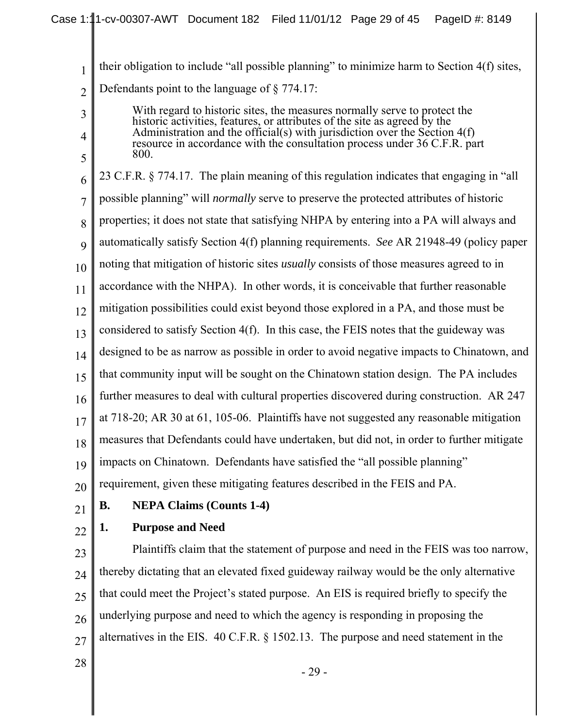their obligation to include "all possible planning" to minimize harm to Section 4(f) sites, Defendants point to the language of § 774.17:

> With regard to historic sites, the measures normally serve to protect the historic activities, features, or attributes of the site as agreed by the Administration and the official(s) with jurisdiction over the Section 4(f) resource in accordance with the consultation process under 36 C.F.R. part 800.

23 C.F.R. § 774.17. The plain meaning of this regulation indicates that engaging in "all possible planning" will *normally* serve to preserve the protected attributes of historic properties; it does not state that satisfying NHPA by entering into a PA will always and automatically satisfy Section 4(f) planning requirements. *See* AR 21948-49 (policy paper noting that mitigation of historic sites *usually* consists of those measures agreed to in accordance with the NHPA). In other words, it is conceivable that further reasonable mitigation possibilities could exist beyond those explored in a PA, and those must be considered to satisfy Section 4(f). In this case, the FEIS notes that the guideway was designed to be as narrow as possible in order to avoid negative impacts to Chinatown, and that community input will be sought on the Chinatown station design. The PA includes further measures to deal with cultural properties discovered during construction. AR 247 at 718-20; AR 30 at 61, 105-06. Plaintiffs have not suggested any reasonable mitigation measures that Defendants could have undertaken, but did not, in order to further mitigate impacts on Chinatown. Defendants have satisfied the "all possible planning" requirement, given these mitigating features described in the FEIS and PA.

**B. NEPA Claims (Counts 1-4)**

**1. Purpose and Need**

Plaintiffs claim that the statement of purpose and need in the FEIS was too narrow, thereby dictating that an elevated fixed guideway railway would be the only alternative that could meet the Project's stated purpose. An EIS is required briefly to specify the underlying purpose and need to which the agency is responding in proposing the alternatives in the EIS. 40 C.F.R. § 1502.13. The purpose and need statement in the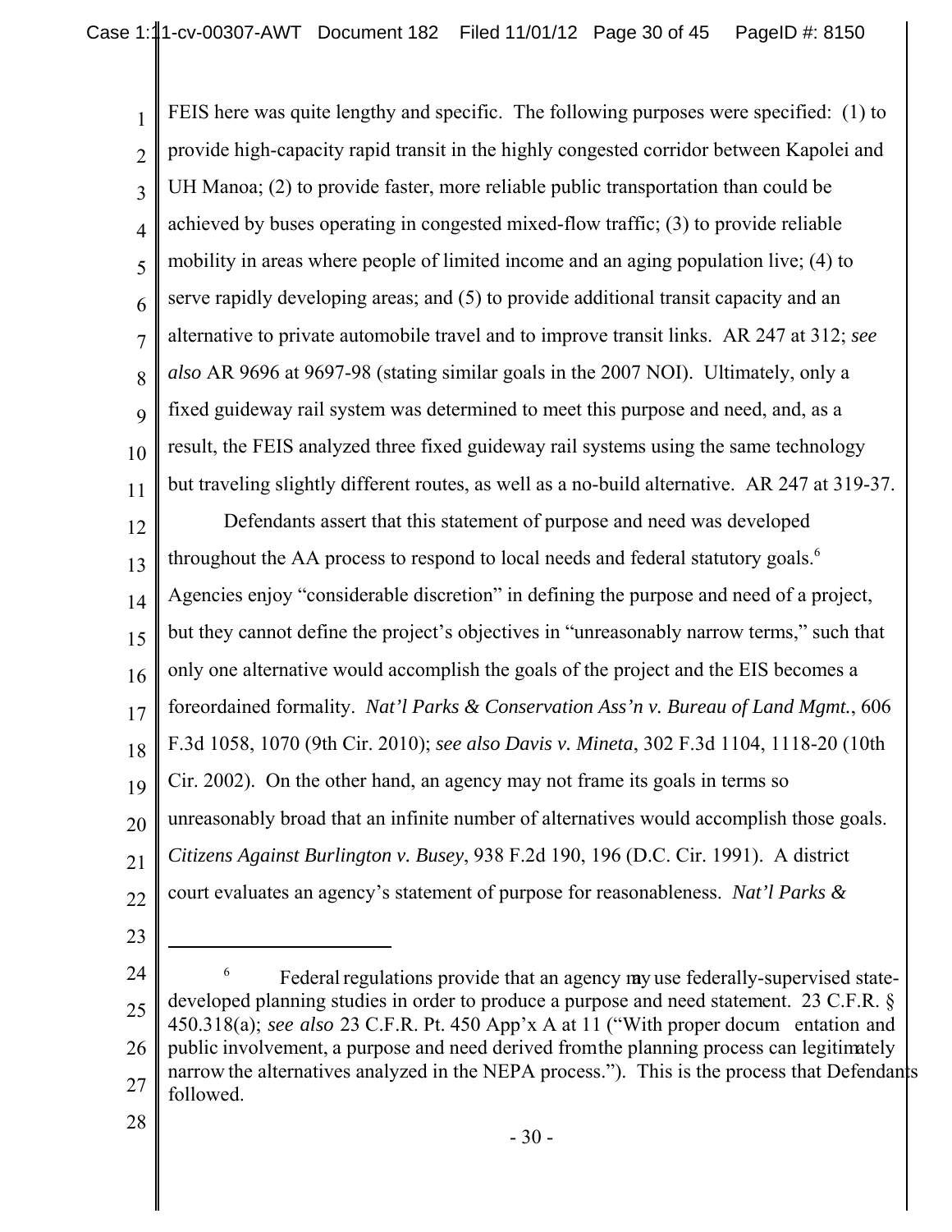FEIS here was quite lengthy and specific. The following purposes were specified: (1) to provide high-capacity rapid transit in the highly congested corridor between Kapolei and UH Manoa; (2) to provide faster, more reliable public transportation than could be achieved by buses operating in congested mixed-flow traffic; (3) to provide reliable mobility in areas where people of limited income and an aging population live; (4) to serve rapidly developing areas; and (5) to provide additional transit capacity and an alternative to private automobile travel and to improve transit links. AR 247 at 312; *see also* AR 9696 at 9697-98 (stating similar goals in the 2007 NOI). Ultimately, only a fixed guideway rail system was determined to meet this purpose and need, and, as a result, the FEIS analyzed three fixed guideway rail systems using the same technology but traveling slightly different routes, as well as a no-build alternative. AR 247 at 319-37.

Defendants assert that this statement of purpose and need was developed throughout the AA process to respond to local needs and federal statutory goals.[6] Agencies enjoy "considerable discretion" in defining the purpose and need of a project, but they cannot define the project's objectives in "unreasonably narrow terms," such that only one alternative would accomplish the goals of the project and the EIS becomes a foreordained formality. *Nat'l Parks & Conservation Ass'n v. Bureau of Land Mgmt.*, 606 F.3d 1058, 1070 (9th Cir. 2010); *see also Davis v. Mineta*, 302 F.3d 1104, 1118-20 (10th Cir. 2002). On the other hand, an agency may not frame its goals in terms so unreasonably broad that an infinite number of alternatives would accomplish those goals. *Citizens Against Burlington v. Busey*, 938 F.2d 190, 196 (D.C. Cir. 1991). A district court evaluates an agency's statement of purpose for reasonableness. *Nat'l Parks &*

---

[6] Federal regulations provide that an agency may use federally-supervised state-developed planning studies in order to produce a purpose and need statement. 23 C.F.R. § 450.318(a); *see also* 23 C.F.R. Pt. 450 App'x A at 11 ("With proper documentation and public involvement, a purpose and need derived from the planning process can legitimately narrow the alternatives analyzed in the NEPA process."). This is the process that Defendants followed.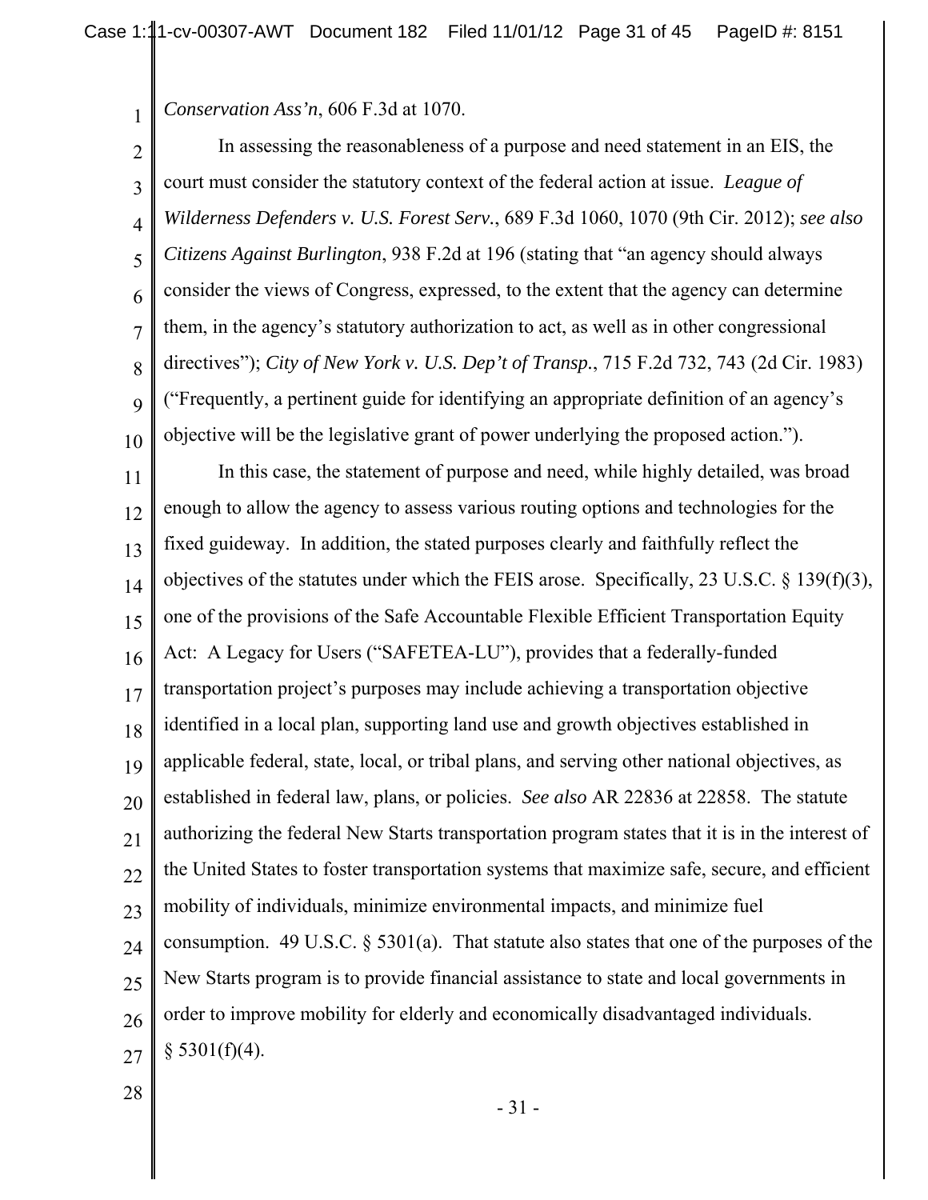*Conservation Ass'n*, 606 F.3d at 1070.

In assessing the reasonableness of a purpose and need statement in an EIS, the court must consider the statutory context of the federal action at issue. *League of Wilderness Defenders v. U.S. Forest Serv.*, 689 F.3d 1060, 1070 (9th Cir. 2012); *see also Citizens Against Burlington*, 938 F.2d at 196 (stating that "an agency should always consider the views of Congress, expressed, to the extent that the agency can determine them, in the agency's statutory authorization to act, as well as in other congressional directives"); *City of New York v. U.S. Dep't of Transp.*, 715 F.2d 732, 743 (2d Cir. 1983) ("Frequently, a pertinent guide for identifying an appropriate definition of an agency's objective will be the legislative grant of power underlying the proposed action.").

In this case, the statement of purpose and need, while highly detailed, was broad enough to allow the agency to assess various routing options and technologies for the fixed guideway. In addition, the stated purposes clearly and faithfully reflect the objectives of the statutes under which the FEIS arose. Specifically, 23 U.S.C. § 139(f)(3), one of the provisions of the Safe Accountable Flexible Efficient Transportation Equity Act: A Legacy for Users ("SAFETEA-LU"), provides that a federally-funded transportation project's purposes may include achieving a transportation objective identified in a local plan, supporting land use and growth objectives established in applicable federal, state, local, or tribal plans, and serving other national objectives, as established in federal law, plans, or policies. *See also* AR 22836 at 22858. The statute authorizing the federal New Starts transportation program states that it is in the interest of the United States to foster transportation systems that maximize safe, secure, and efficient mobility of individuals, minimize environmental impacts, and minimize fuel consumption. 49 U.S.C. § 5301(a). That statute also states that one of the purposes of the New Starts program is to provide financial assistance to state and local governments in order to improve mobility for elderly and economically disadvantaged individuals. § 5301(f)(4).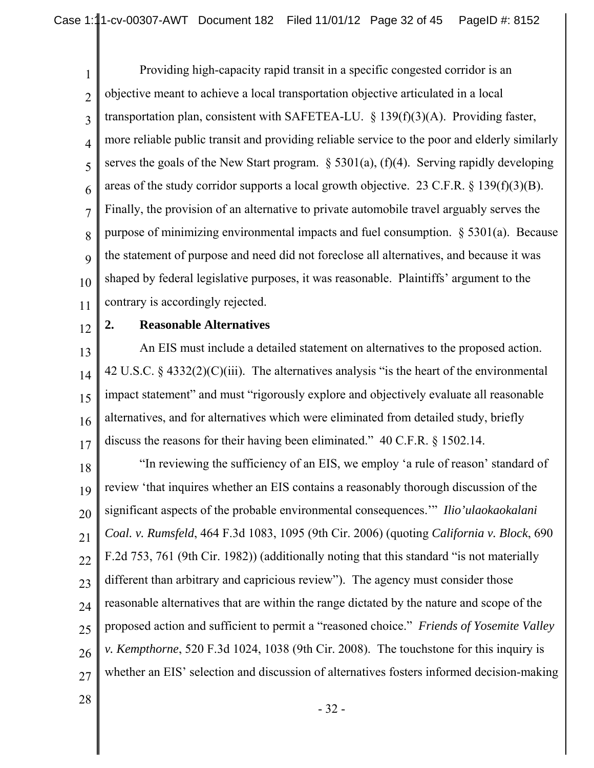Providing high-capacity rapid transit in a specific congested corridor is an objective meant to achieve a local transportation objective articulated in a local transportation plan, consistent with SAFETEA-LU. § 139(f)(3)(A). Providing faster, more reliable public transit and providing reliable service to the poor and elderly similarly serves the goals of the New Start program. § 5301(a), (f)(4). Serving rapidly developing areas of the study corridor supports a local growth objective. 23 C.F.R. § 139(f)(3)(B). Finally, the provision of an alternative to private automobile travel arguably serves the purpose of minimizing environmental impacts and fuel consumption. § 5301(a). Because the statement of purpose and need did not foreclose all alternatives, and because it was shaped by federal legislative purposes, it was reasonable. Plaintiffs' argument to the contrary is accordingly rejected.

**2. Reasonable Alternatives**

An EIS must include a detailed statement on alternatives to the proposed action. 42 U.S.C. § 4332(2)(C)(iii). The alternatives analysis "is the heart of the environmental impact statement" and must "rigorously explore and objectively evaluate all reasonable alternatives, and for alternatives which were eliminated from detailed study, briefly discuss the reasons for their having been eliminated." 40 C.F.R. § 1502.14.

"In reviewing the sufficiency of an EIS, we employ 'a rule of reason' standard of review 'that inquires whether an EIS contains a reasonably thorough discussion of the significant aspects of the probable environmental consequences.'" *Ilio'ulaokaokalani Coal. v. Rumsfeld*, 464 F.3d 1083, 1095 (9th Cir. 2006) (quoting *California v. Block*, 690 F.2d 753, 761 (9th Cir. 1982)) (additionally noting that this standard "is not materially different than arbitrary and capricious review"). The agency must consider those reasonable alternatives that are within the range dictated by the nature and scope of the proposed action and sufficient to permit a "reasoned choice." *Friends of Yosemite Valley v. Kempthorne*, 520 F.3d 1024, 1038 (9th Cir. 2008). The touchstone for this inquiry is whether an EIS' selection and discussion of alternatives fosters informed decision-making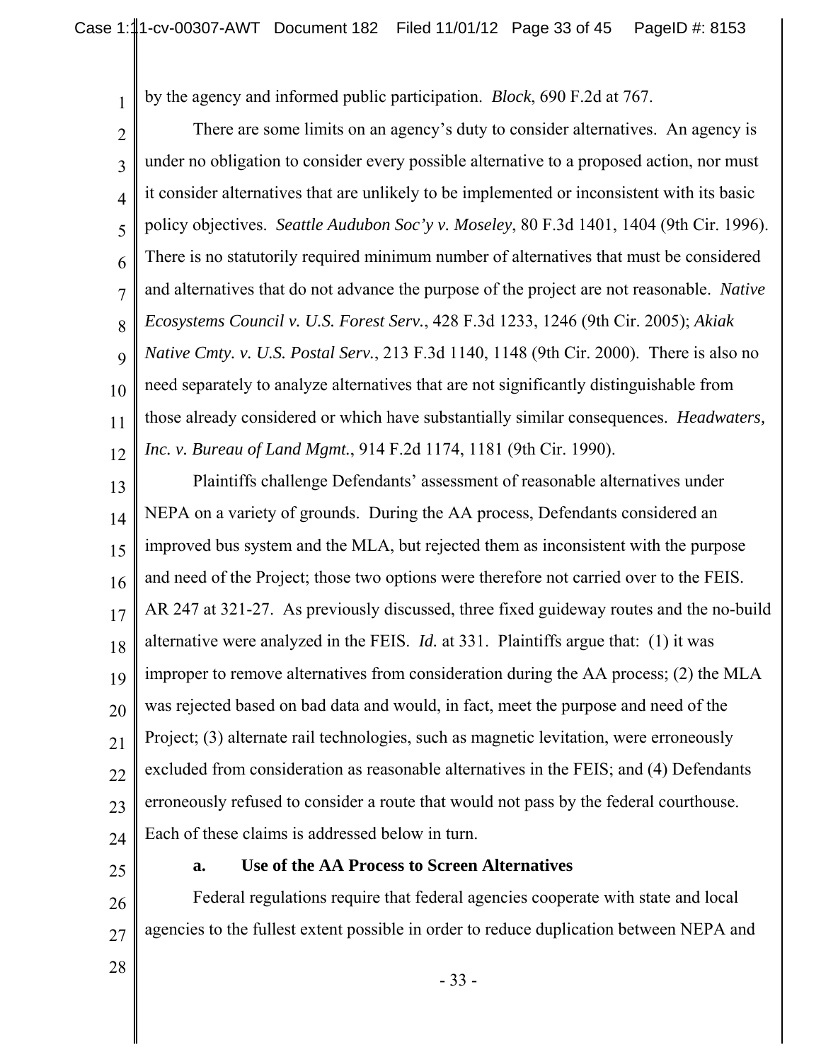by the agency and informed public participation. *Block*, 690 F.2d at 767.

There are some limits on an agency's duty to consider alternatives. An agency is under no obligation to consider every possible alternative to a proposed action, nor must it consider alternatives that are unlikely to be implemented or inconsistent with its basic policy objectives. *Seattle Audubon Soc'y v. Moseley*, 80 F.3d 1401, 1404 (9th Cir. 1996). There is no statutorily required minimum number of alternatives that must be considered and alternatives that do not advance the purpose of the project are not reasonable. *Native Ecosystems Council v. U.S. Forest Serv.*, 428 F.3d 1233, 1246 (9th Cir. 2005); *Akiak Native Cmty. v. U.S. Postal Serv.*, 213 F.3d 1140, 1148 (9th Cir. 2000). There is also no need separately to analyze alternatives that are not significantly distinguishable from those already considered or which have substantially similar consequences. *Headwaters, Inc. v. Bureau of Land Mgmt.*, 914 F.2d 1174, 1181 (9th Cir. 1990).

Plaintiffs challenge Defendants' assessment of reasonable alternatives under NEPA on a variety of grounds. During the AA process, Defendants considered an improved bus system and the MLA, but rejected them as inconsistent with the purpose and need of the Project; those two options were therefore not carried over to the FEIS. AR 247 at 321-27. As previously discussed, three fixed guideway routes and the no-build alternative were analyzed in the FEIS. *Id.* at 331. Plaintiffs argue that: (1) it was improper to remove alternatives from consideration during the AA process; (2) the MLA was rejected based on bad data and would, in fact, meet the purpose and need of the Project; (3) alternate rail technologies, such as magnetic levitation, were erroneously excluded from consideration as reasonable alternatives in the FEIS; and (4) Defendants erroneously refused to consider a route that would not pass by the federal courthouse. Each of these claims is addressed below in turn.

**a. Use of the AA Process to Screen Alternatives**

Federal regulations require that federal agencies cooperate with state and local agencies to the fullest extent possible in order to reduce duplication between NEPA and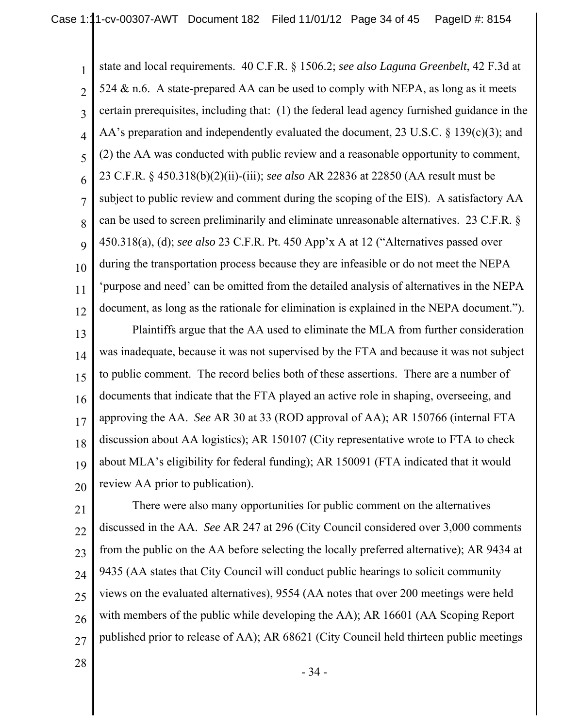state and local requirements. 40 C.F.R. § 1506.2; *see also Laguna Greenbelt*, 42 F.3d at 524 & n.6. A state-prepared AA can be used to comply with NEPA, as long as it meets certain prerequisites, including that: (1) the federal lead agency furnished guidance in the AA's preparation and independently evaluated the document, 23 U.S.C. § 139(c)(3); and (2) the AA was conducted with public review and a reasonable opportunity to comment, 23 C.F.R. § 450.318(b)(2)(ii)-(iii); *see also* AR 22836 at 22850 (AA result must be subject to public review and comment during the scoping of the EIS). A satisfactory AA can be used to screen preliminarily and eliminate unreasonable alternatives. 23 C.F.R. § 450.318(a), (d); *see also* 23 C.F.R. Pt. 450 App'x A at 12 ("Alternatives passed over during the transportation process because they are infeasible or do not meet the NEPA 'purpose and need' can be omitted from the detailed analysis of alternatives in the NEPA document, as long as the rationale for elimination is explained in the NEPA document.").

Plaintiffs argue that the AA used to eliminate the MLA from further consideration was inadequate, because it was not supervised by the FTA and because it was not subject to public comment. The record belies both of these assertions. There are a number of documents that indicate that the FTA played an active role in shaping, overseeing, and approving the AA. *See* AR 30 at 33 (ROD approval of AA); AR 150766 (internal FTA discussion about AA logistics); AR 150107 (City representative wrote to FTA to check about MLA's eligibility for federal funding); AR 150091 (FTA indicated that it would review AA prior to publication).

There were also many opportunities for public comment on the alternatives discussed in the AA. *See* AR 247 at 296 (City Council considered over 3,000 comments from the public on the AA before selecting the locally preferred alternative); AR 9434 at 9435 (AA states that City Council will conduct public hearings to solicit community views on the evaluated alternatives), 9554 (AA notes that over 200 meetings were held with members of the public while developing the AA); AR 16601 (AA Scoping Report published prior to release of AA); AR 68621 (City Council held thirteen public meetings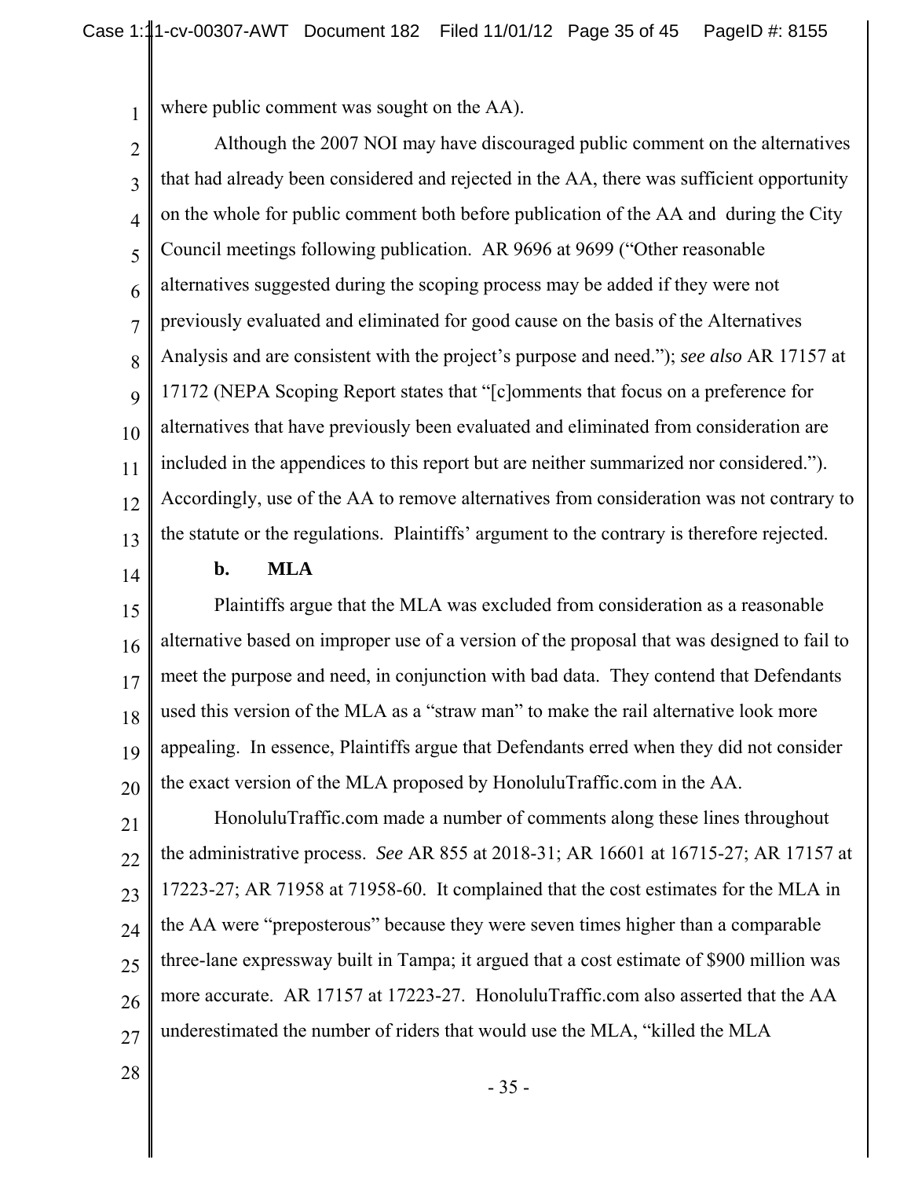where public comment was sought on the AA).

Although the 2007 NOI may have discouraged public comment on the alternatives that had already been considered and rejected in the AA, there was sufficient opportunity on the whole for public comment both before publication of the AA and during the City Council meetings following publication. AR 9696 at 9699 ("Other reasonable alternatives suggested during the scoping process may be added if they were not previously evaluated and eliminated for good cause on the basis of the Alternatives Analysis and are consistent with the project's purpose and need."); *see also* AR 17157 at 17172 (NEPA Scoping Report states that "[c]omments that focus on a preference for alternatives that have previously been evaluated and eliminated from consideration are included in the appendices to this report but are neither summarized nor considered."). Accordingly, use of the AA to remove alternatives from consideration was not contrary to the statute or the regulations. Plaintiffs' argument to the contrary is therefore rejected.

**b. MLA**

Plaintiffs argue that the MLA was excluded from consideration as a reasonable alternative based on improper use of a version of the proposal that was designed to fail to meet the purpose and need, in conjunction with bad data. They contend that Defendants used this version of the MLA as a "straw man" to make the rail alternative look more appealing. In essence, Plaintiffs argue that Defendants erred when they did not consider the exact version of the MLA proposed by HonoluluTraffic.com in the AA.

HonoluluTraffic.com made a number of comments along these lines throughout the administrative process. *See* AR 855 at 2018-31; AR 16601 at 16715-27; AR 17157 at 17223-27; AR 71958 at 71958-60. It complained that the cost estimates for the MLA in the AA were "preposterous" because they were seven times higher than a comparable three-lane expressway built in Tampa; it argued that a cost estimate of $900 million was more accurate. AR 17157 at 17223-27. HonoluluTraffic.com also asserted that the AA underestimated the number of riders that would use the MLA, "killed the MLA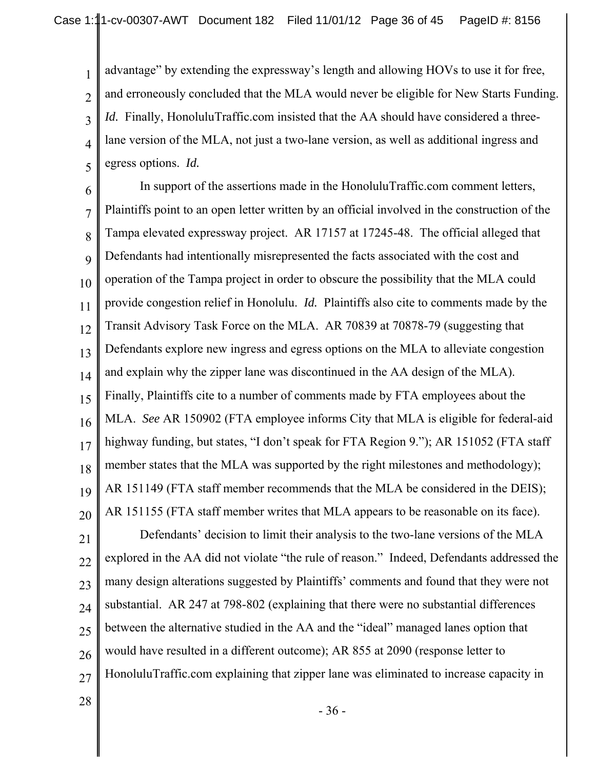advantage" by extending the expressway's length and allowing HOVs to use it for free, and erroneously concluded that the MLA would never be eligible for New Starts Funding. *Id.* Finally, HonoluluTraffic.com insisted that the AA should have considered a three-lane version of the MLA, not just a two-lane version, as well as additional ingress and egress options. *Id.*

In support of the assertions made in the HonoluluTraffic.com comment letters, Plaintiffs point to an open letter written by an official involved in the construction of the Tampa elevated expressway project. AR 17157 at 17245-48. The official alleged that Defendants had intentionally misrepresented the facts associated with the cost and operation of the Tampa project in order to obscure the possibility that the MLA could provide congestion relief in Honolulu. *Id.* Plaintiffs also cite to comments made by the Transit Advisory Task Force on the MLA. AR 70839 at 70878-79 (suggesting that Defendants explore new ingress and egress options on the MLA to alleviate congestion and explain why the zipper lane was discontinued in the AA design of the MLA). Finally, Plaintiffs cite to a number of comments made by FTA employees about the MLA. *See* AR 150902 (FTA employee informs City that MLA is eligible for federal-aid highway funding, but states, "I don't speak for FTA Region 9."); AR 151052 (FTA staff member states that the MLA was supported by the right milestones and methodology); AR 151149 (FTA staff member recommends that the MLA be considered in the DEIS); AR 151155 (FTA staff member writes that MLA appears to be reasonable on its face).

Defendants' decision to limit their analysis to the two-lane versions of the MLA explored in the AA did not violate "the rule of reason." Indeed, Defendants addressed the many design alterations suggested by Plaintiffs' comments and found that they were not substantial. AR 247 at 798-802 (explaining that there were no substantial differences between the alternative studied in the AA and the "ideal" managed lanes option that would have resulted in a different outcome); AR 855 at 2090 (response letter to HonoluluTraffic.com explaining that zipper lane was eliminated to increase capacity in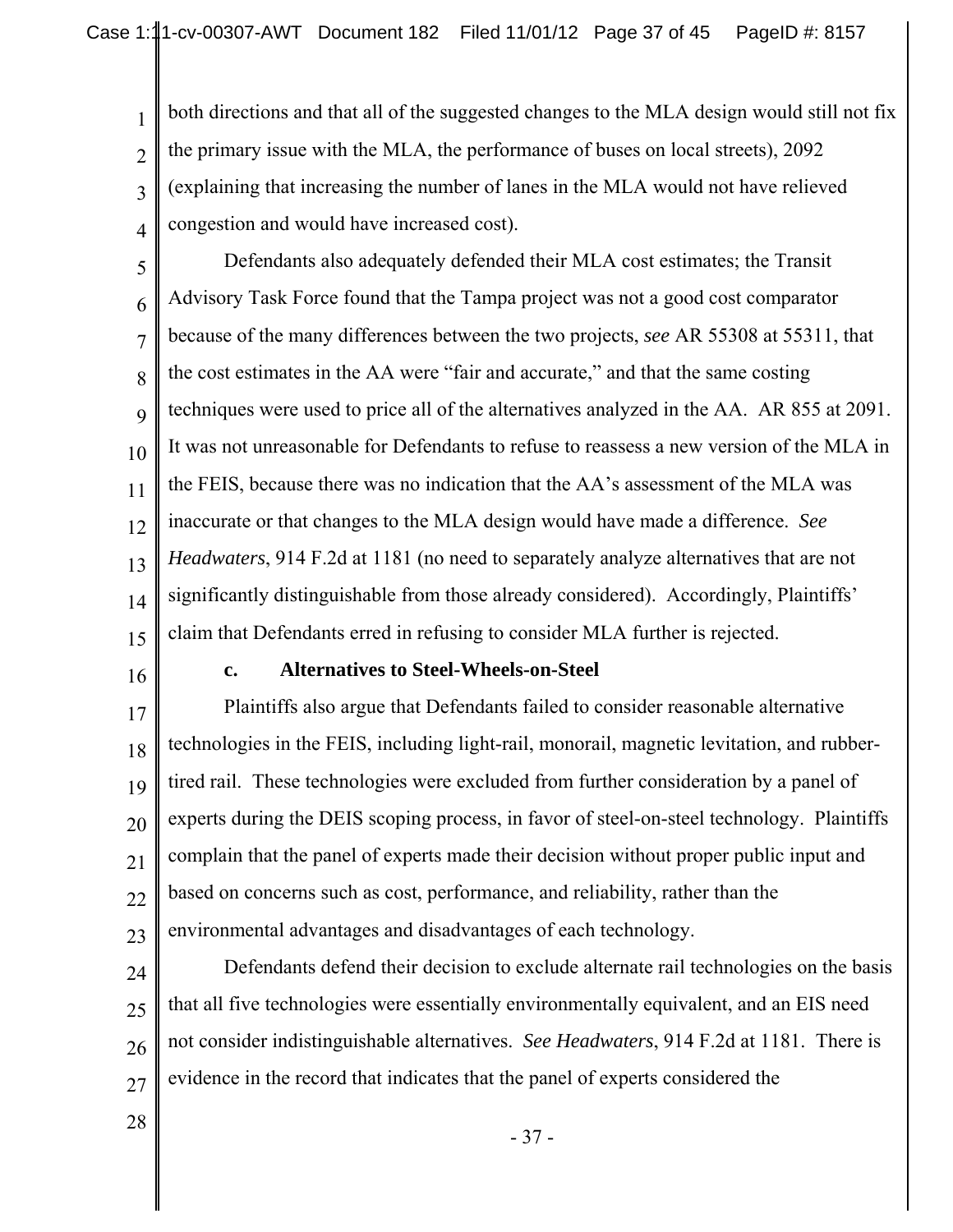both directions and that all of the suggested changes to the MLA design would still not fix the primary issue with the MLA, the performance of buses on local streets), 2092 (explaining that increasing the number of lanes in the MLA would not have relieved congestion and would have increased cost).

Defendants also adequately defended their MLA cost estimates; the Transit Advisory Task Force found that the Tampa project was not a good cost comparator because of the many differences between the two projects, *see* AR 55308 at 55311, that the cost estimates in the AA were "fair and accurate," and that the same costing techniques were used to price all of the alternatives analyzed in the AA. AR 855 at 2091. It was not unreasonable for Defendants to refuse to reassess a new version of the MLA in the FEIS, because there was no indication that the AA's assessment of the MLA was inaccurate or that changes to the MLA design would have made a difference. *See Headwaters*, 914 F.2d at 1181 (no need to separately analyze alternatives that are not significantly distinguishable from those already considered). Accordingly, Plaintiffs' claim that Defendants erred in refusing to consider MLA further is rejected.

**c. Alternatives to Steel-Wheels-on-Steel**

Plaintiffs also argue that Defendants failed to consider reasonable alternative technologies in the FEIS, including light-rail, monorail, magnetic levitation, and rubber-tired rail. These technologies were excluded from further consideration by a panel of experts during the DEIS scoping process, in favor of steel-on-steel technology. Plaintiffs complain that the panel of experts made their decision without proper public input and based on concerns such as cost, performance, and reliability, rather than the environmental advantages and disadvantages of each technology.

Defendants defend their decision to exclude alternate rail technologies on the basis that all five technologies were essentially environmentally equivalent, and an EIS need not consider indistinguishable alternatives. *See Headwaters*, 914 F.2d at 1181. There is evidence in the record that indicates that the panel of experts considered the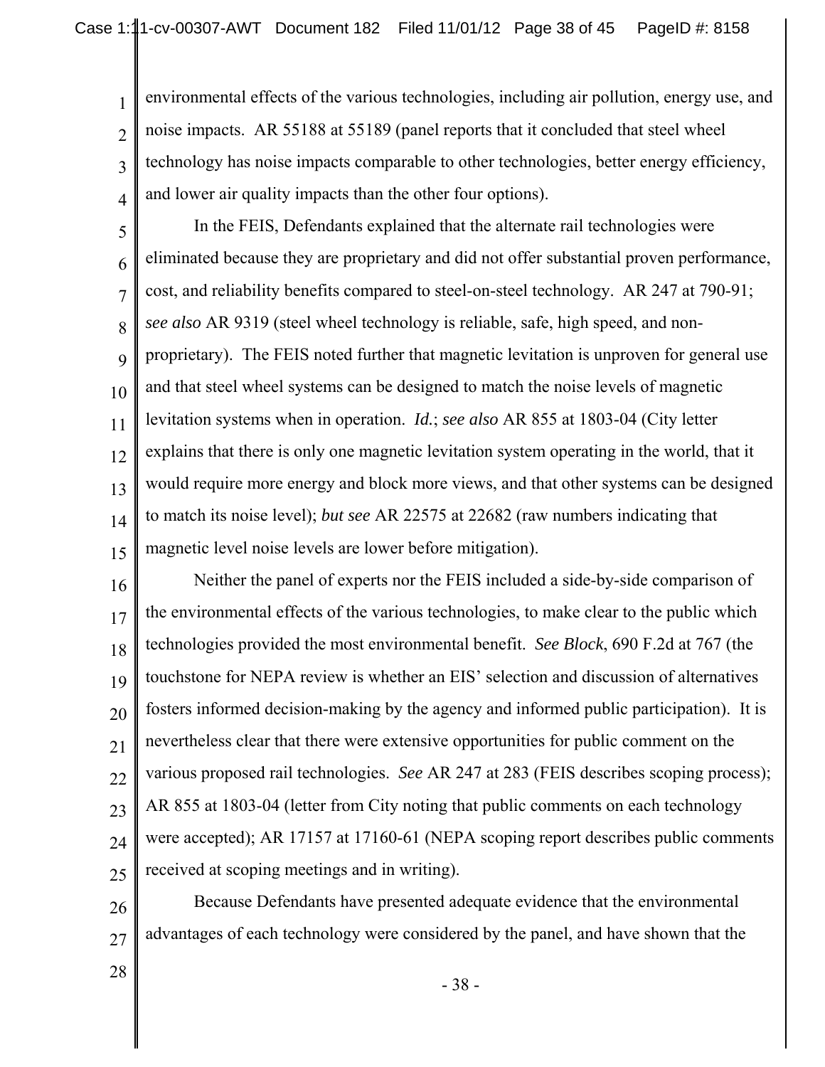environmental effects of the various technologies, including air pollution, energy use, and noise impacts. AR 55188 at 55189 (panel reports that it concluded that steel wheel technology has noise impacts comparable to other technologies, better energy efficiency, and lower air quality impacts than the other four options).

In the FEIS, Defendants explained that the alternate rail technologies were eliminated because they are proprietary and did not offer substantial proven performance, cost, and reliability benefits compared to steel-on-steel technology. AR 247 at 790-91; *see also* AR 9319 (steel wheel technology is reliable, safe, high speed, and non-proprietary). The FEIS noted further that magnetic levitation is unproven for general use and that steel wheel systems can be designed to match the noise levels of magnetic levitation systems when in operation. *Id.*; *see also* AR 855 at 1803-04 (City letter explains that there is only one magnetic levitation system operating in the world, that it would require more energy and block more views, and that other systems can be designed to match its noise level); *but see* AR 22575 at 22682 (raw numbers indicating that magnetic level noise levels are lower before mitigation).

Neither the panel of experts nor the FEIS included a side-by-side comparison of the environmental effects of the various technologies, to make clear to the public which technologies provided the most environmental benefit. *See Block*, 690 F.2d at 767 (the touchstone for NEPA review is whether an EIS' selection and discussion of alternatives fosters informed decision-making by the agency and informed public participation). It is nevertheless clear that there were extensive opportunities for public comment on the various proposed rail technologies. *See* AR 247 at 283 (FEIS describes scoping process); AR 855 at 1803-04 (letter from City noting that public comments on each technology were accepted); AR 17157 at 17160-61 (NEPA scoping report describes public comments received at scoping meetings and in writing).

Because Defendants have presented adequate evidence that the environmental advantages of each technology were considered by the panel, and have shown that the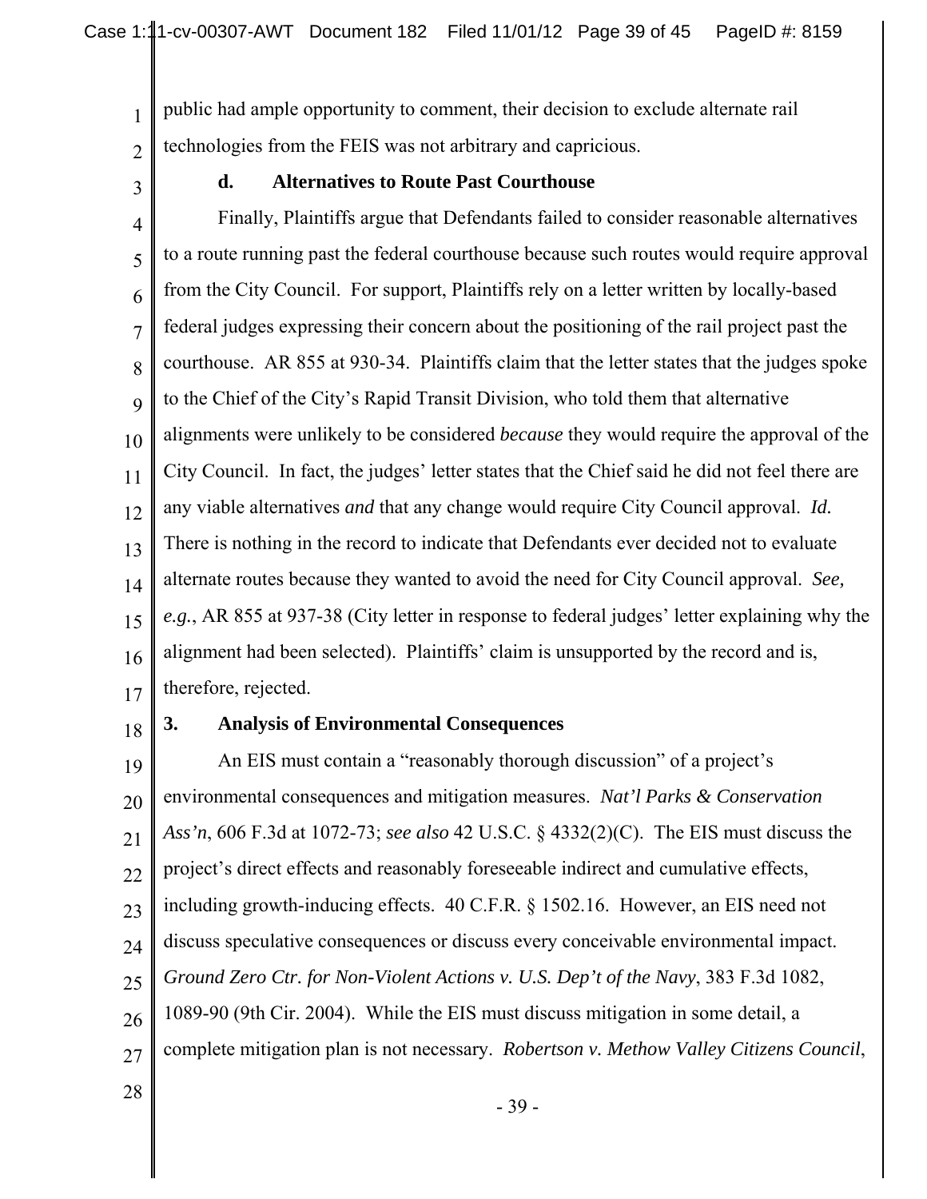public had ample opportunity to comment, their decision to exclude alternate rail technologies from the FEIS was not arbitrary and capricious.

**d. Alternatives to Route Past Courthouse**

Finally, Plaintiffs argue that Defendants failed to consider reasonable alternatives to a route running past the federal courthouse because such routes would require approval from the City Council. For support, Plaintiffs rely on a letter written by locally-based federal judges expressing their concern about the positioning of the rail project past the courthouse. AR 855 at 930-34. Plaintiffs claim that the letter states that the judges spoke to the Chief of the City's Rapid Transit Division, who told them that alternative alignments were unlikely to be considered *because* they would require the approval of the City Council. In fact, the judges' letter states that the Chief said he did not feel there are any viable alternatives *and* that any change would require City Council approval. *Id.* There is nothing in the record to indicate that Defendants ever decided not to evaluate alternate routes because they wanted to avoid the need for City Council approval. *See, e.g.*, AR 855 at 937-38 (City letter in response to federal judges' letter explaining why the alignment had been selected). Plaintiffs' claim is unsupported by the record and is, therefore, rejected.

**3. Analysis of Environmental Consequences**

An EIS must contain a "reasonably thorough discussion" of a project's environmental consequences and mitigation measures. *Nat'l Parks & Conservation Ass'n*, 606 F.3d at 1072-73; *see also* 42 U.S.C. § 4332(2)(C). The EIS must discuss the project's direct effects and reasonably foreseeable indirect and cumulative effects, including growth-inducing effects. 40 C.F.R. § 1502.16. However, an EIS need not discuss speculative consequences or discuss every conceivable environmental impact. *Ground Zero Ctr. for Non-Violent Actions v. U.S. Dep't of the Navy*, 383 F.3d 1082, 1089-90 (9th Cir. 2004). While the EIS must discuss mitigation in some detail, a complete mitigation plan is not necessary. *Robertson v. Methow Valley Citizens Council*,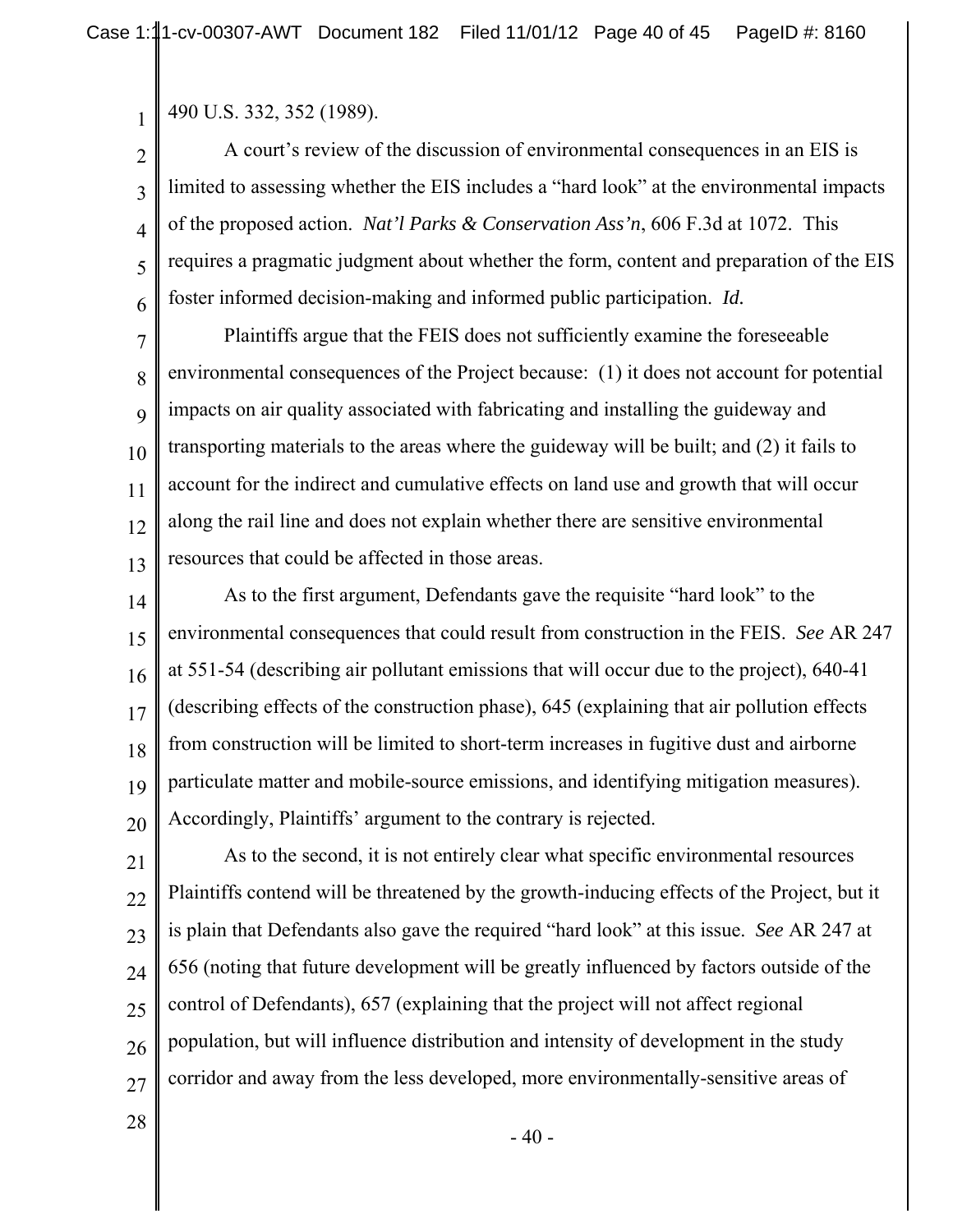490 U.S. 332, 352 (1989).

A court's review of the discussion of environmental consequences in an EIS is limited to assessing whether the EIS includes a "hard look" at the environmental impacts of the proposed action. *Nat'l Parks & Conservation Ass'n*, 606 F.3d at 1072. This requires a pragmatic judgment about whether the form, content and preparation of the EIS foster informed decision-making and informed public participation. *Id.*

Plaintiffs argue that the FEIS does not sufficiently examine the foreseeable environmental consequences of the Project because: (1) it does not account for potential impacts on air quality associated with fabricating and installing the guideway and transporting materials to the areas where the guideway will be built; and (2) it fails to account for the indirect and cumulative effects on land use and growth that will occur along the rail line and does not explain whether there are sensitive environmental resources that could be affected in those areas.

As to the first argument, Defendants gave the requisite "hard look" to the environmental consequences that could result from construction in the FEIS. *See* AR 247 at 551-54 (describing air pollutant emissions that will occur due to the project), 640-41 (describing effects of the construction phase), 645 (explaining that air pollution effects from construction will be limited to short-term increases in fugitive dust and airborne particulate matter and mobile-source emissions, and identifying mitigation measures). Accordingly, Plaintiffs' argument to the contrary is rejected.

As to the second, it is not entirely clear what specific environmental resources Plaintiffs contend will be threatened by the growth-inducing effects of the Project, but it is plain that Defendants also gave the required "hard look" at this issue. *See* AR 247 at 656 (noting that future development will be greatly influenced by factors outside of the control of Defendants), 657 (explaining that the project will not affect regional population, but will influence distribution and intensity of development in the study corridor and away from the less developed, more environmentally-sensitive areas of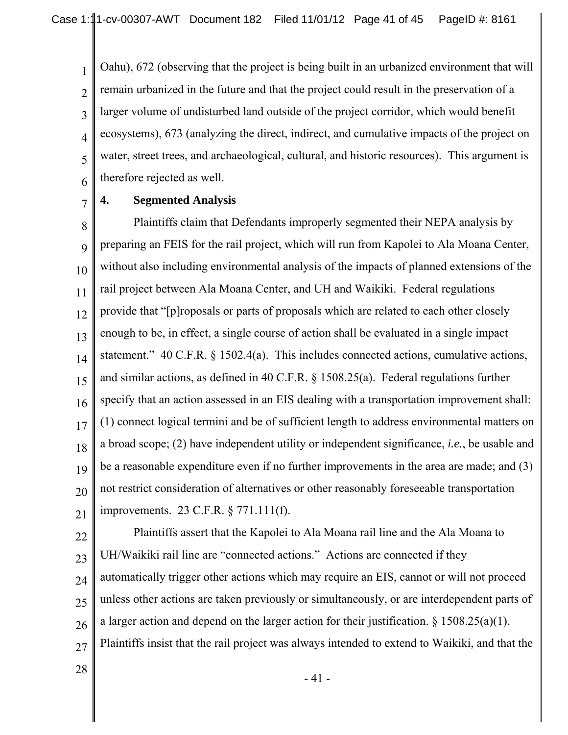Oahu), 672 (observing that the project is being built in an urbanized environment that will remain urbanized in the future and that the project could result in the preservation of a larger volume of undisturbed land outside of the project corridor, which would benefit ecosystems), 673 (analyzing the direct, indirect, and cumulative impacts of the project on water, street trees, and archaeological, cultural, and historic resources). This argument is therefore rejected as well.

**4. Segmented Analysis**

Plaintiffs claim that Defendants improperly segmented their NEPA analysis by preparing an FEIS for the rail project, which will run from Kapolei to Ala Moana Center, without also including environmental analysis of the impacts of planned extensions of the rail project between Ala Moana Center, and UH and Waikiki. Federal regulations provide that "[p]roposals or parts of proposals which are related to each other closely enough to be, in effect, a single course of action shall be evaluated in a single impact statement." 40 C.F.R. § 1502.4(a). This includes connected actions, cumulative actions, and similar actions, as defined in 40 C.F.R. § 1508.25(a). Federal regulations further specify that an action assessed in an EIS dealing with a transportation improvement shall: (1) connect logical termini and be of sufficient length to address environmental matters on a broad scope; (2) have independent utility or independent significance, *i.e.*, be usable and be a reasonable expenditure even if no further improvements in the area are made; and (3) not restrict consideration of alternatives or other reasonably foreseeable transportation improvements. 23 C.F.R. § 771.111(f).

Plaintiffs assert that the Kapolei to Ala Moana rail line and the Ala Moana to UH/Waikiki rail line are "connected actions." Actions are connected if they automatically trigger other actions which may require an EIS, cannot or will not proceed unless other actions are taken previously or simultaneously, or are interdependent parts of a larger action and depend on the larger action for their justification. § 1508.25(a)(1). Plaintiffs insist that the rail project was always intended to extend to Waikiki, and that the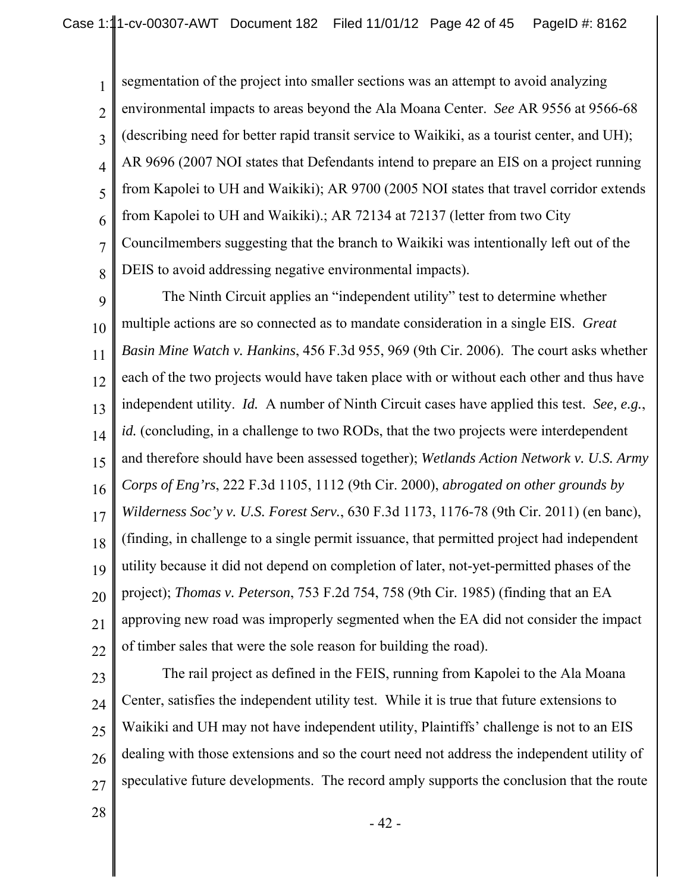segmentation of the project into smaller sections was an attempt to avoid analyzing environmental impacts to areas beyond the Ala Moana Center. *See* AR 9556 at 9566-68 (describing need for better rapid transit service to Waikiki, as a tourist center, and UH); AR 9696 (2007 NOI states that Defendants intend to prepare an EIS on a project running from Kapolei to UH and Waikiki); AR 9700 (2005 NOI states that travel corridor extends from Kapolei to UH and Waikiki).; AR 72134 at 72137 (letter from two City Councilmembers suggesting that the branch to Waikiki was intentionally left out of the DEIS to avoid addressing negative environmental impacts).

The Ninth Circuit applies an "independent utility" test to determine whether multiple actions are so connected as to mandate consideration in a single EIS. *Great Basin Mine Watch v. Hankins*, 456 F.3d 955, 969 (9th Cir. 2006). The court asks whether each of the two projects would have taken place with or without each other and thus have independent utility. *Id.* A number of Ninth Circuit cases have applied this test. *See, e.g.*, *id.* (concluding, in a challenge to two RODs, that the two projects were interdependent and therefore should have been assessed together); *Wetlands Action Network v. U.S. Army Corps of Eng'rs*, 222 F.3d 1105, 1112 (9th Cir. 2000), *abrogated on other grounds by Wilderness Soc'y v. U.S. Forest Serv.*, 630 F.3d 1173, 1176-78 (9th Cir. 2011) (en banc), (finding, in challenge to a single permit issuance, that permitted project had independent utility because it did not depend on completion of later, not-yet-permitted phases of the project); *Thomas v. Peterson*, 753 F.2d 754, 758 (9th Cir. 1985) (finding that an EA approving new road was improperly segmented when the EA did not consider the impact of timber sales that were the sole reason for building the road).

The rail project as defined in the FEIS, running from Kapolei to the Ala Moana Center, satisfies the independent utility test. While it is true that future extensions to Waikiki and UH may not have independent utility, Plaintiffs' challenge is not to an EIS dealing with those extensions and so the court need not address the independent utility of speculative future developments. The record amply supports the conclusion that the route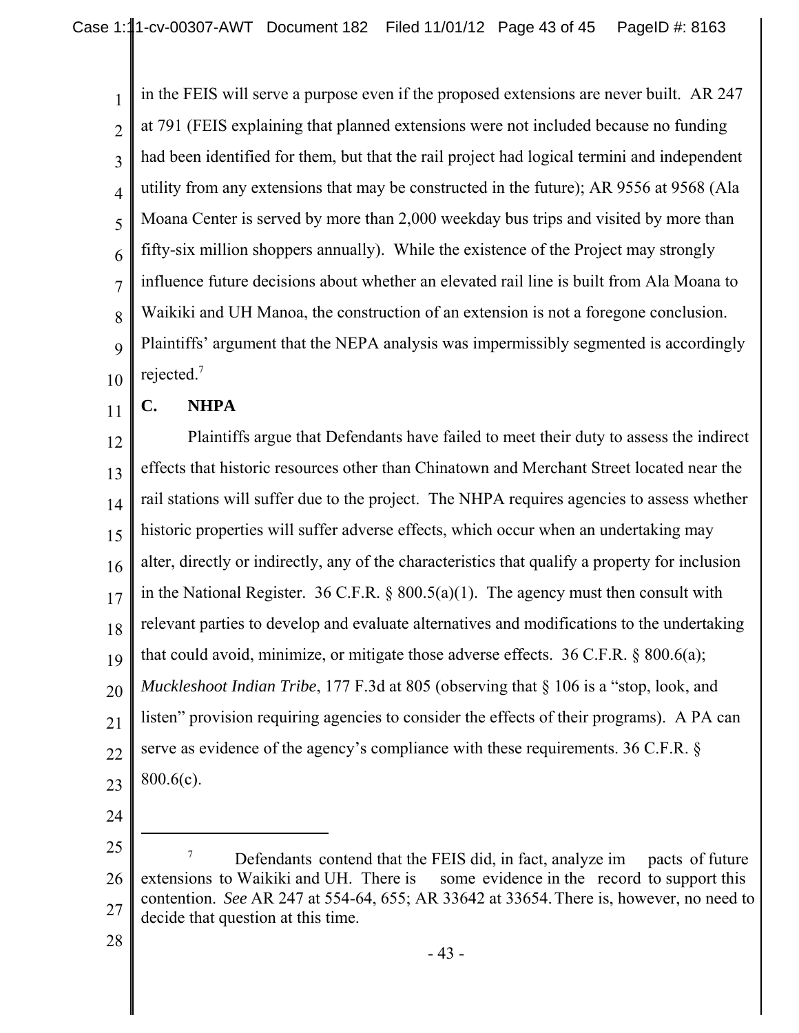in the FEIS will serve a purpose even if the proposed extensions are never built. AR 247 at 791 (FEIS explaining that planned extensions were not included because no funding had been identified for them, but that the rail project had logical termini and independent utility from any extensions that may be constructed in the future); AR 9556 at 9568 (Ala Moana Center is served by more than 2,000 weekday bus trips and visited by more than fifty-six million shoppers annually). While the existence of the Project may strongly influence future decisions about whether an elevated rail line is built from Ala Moana to Waikiki and UH Manoa, the construction of an extension is not a foregone conclusion. Plaintiffs' argument that the NEPA analysis was impermissibly segmented is accordingly rejected.[7]

### C. NHPA

Plaintiffs argue that Defendants have failed to meet their duty to assess the indirect effects that historic resources other than Chinatown and Merchant Street located near the rail stations will suffer due to the project. The NHPA requires agencies to assess whether historic properties will suffer adverse effects, which occur when an undertaking may alter, directly or indirectly, any of the characteristics that qualify a property for inclusion in the National Register. 36 C.F.R. § 800.5(a)(1). The agency must then consult with relevant parties to develop and evaluate alternatives and modifications to the undertaking that could avoid, minimize, or mitigate those adverse effects. 36 C.F.R. § 800.6(a); *Muckleshoot Indian Tribe*, 177 F.3d at 805 (observing that § 106 is a "stop, look, and listen" provision requiring agencies to consider the effects of their programs). A PA can serve as evidence of the agency's compliance with these requirements. 36 C.F.R. § 800.6(c).

---

[7] Defendants contend that the FEIS did, in fact, analyze impacts of future extensions to Waikiki and UH. There is some evidence in the record to support this contention. *See* AR 247 at 554-64, 655; AR 33642 at 33654. There is, however, no need to decide that question at this time.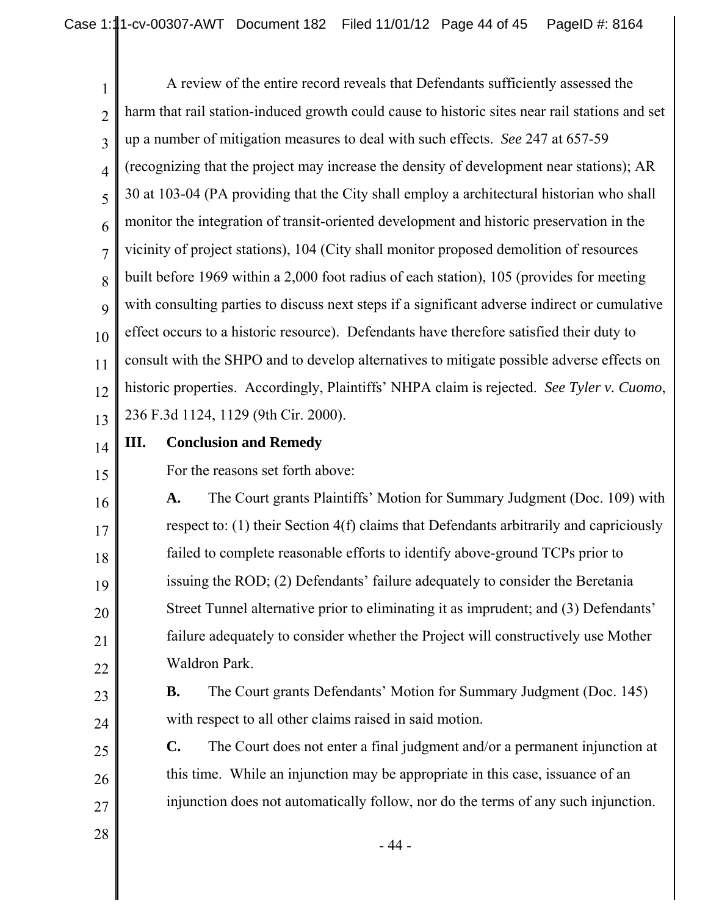A review of the entire record reveals that Defendants sufficiently assessed the harm that rail station-induced growth could cause to historic sites near rail stations and set up a number of mitigation measures to deal with such effects. *See* 247 at 657-59 (recognizing that the project may increase the density of development near stations); AR 30 at 103-04 (PA providing that the City shall employ a architectural historian who shall monitor the integration of transit-oriented development and historic preservation in the vicinity of project stations), 104 (City shall monitor proposed demolition of resources built before 1969 within a 2,000 foot radius of each station), 105 (provides for meeting with consulting parties to discuss next steps if a significant adverse indirect or cumulative effect occurs to a historic resource). Defendants have therefore satisfied their duty to consult with the SHPO and to develop alternatives to mitigate possible adverse effects on historic properties. Accordingly, Plaintiffs' NHPA claim is rejected. *See Tyler v. Cuomo*, 236 F.3d 1124, 1129 (9th Cir. 2000).

## III. Conclusion and Remedy

For the reasons set forth above:

**A.** The Court grants Plaintiffs' Motion for Summary Judgment (Doc. 109) with respect to: (1) their Section 4(f) claims that Defendants arbitrarily and capriciously failed to complete reasonable efforts to identify above-ground TCPs prior to issuing the ROD; (2) Defendants' failure adequately to consider the Beretania Street Tunnel alternative prior to eliminating it as imprudent; and (3) Defendants' failure adequately to consider whether the Project will constructively use Mother Waldron Park.

**B.** The Court grants Defendants' Motion for Summary Judgment (Doc. 145) with respect to all other claims raised in said motion.

**C.** The Court does not enter a final judgment and/or a permanent injunction at this time. While an injunction may be appropriate in this case, issuance of an injunction does not automatically follow, nor do the terms of any such injunction.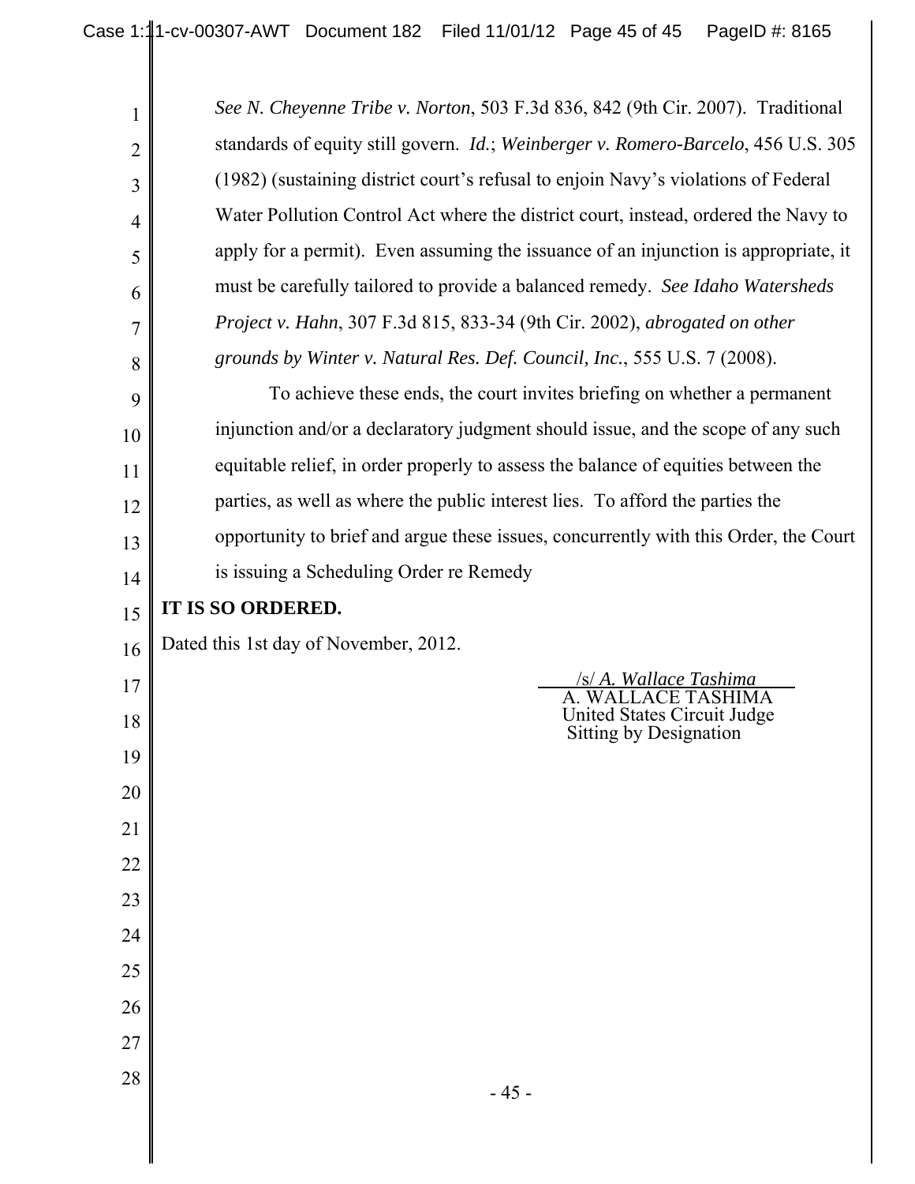*See N. Cheyenne Tribe v. Norton*, 503 F.3d 836, 842 (9th Cir. 2007). Traditional standards of equity still govern. *Id.*; *Weinberger v. Romero-Barcelo*, 456 U.S. 305 (1982) (sustaining district court's refusal to enjoin Navy's violations of Federal Water Pollution Control Act where the district court, instead, ordered the Navy to apply for a permit). Even assuming the issuance of an injunction is appropriate, it must be carefully tailored to provide a balanced remedy. *See Idaho Watersheds Project v. Hahn*, 307 F.3d 815, 833-34 (9th Cir. 2002), *abrogated on other grounds by Winter v. Natural Res. Def. Council, Inc.*, 555 U.S. 7 (2008).

To achieve these ends, the court invites briefing on whether a permanent injunction and/or a declaratory judgment should issue, and the scope of any such equitable relief, in order properly to assess the balance of equities between the parties, as well as where the public interest lies. To afford the parties the opportunity to brief and argue these issues, concurrently with this Order, the Court is issuing a Scheduling Order re Remedy

**IT IS SO ORDERED.**

Dated this 1st day of November, 2012.

/s/ *A. Wallace Tashima*
A. WALLACE TASHIMA
United States Circuit Judge
Sitting by Designation